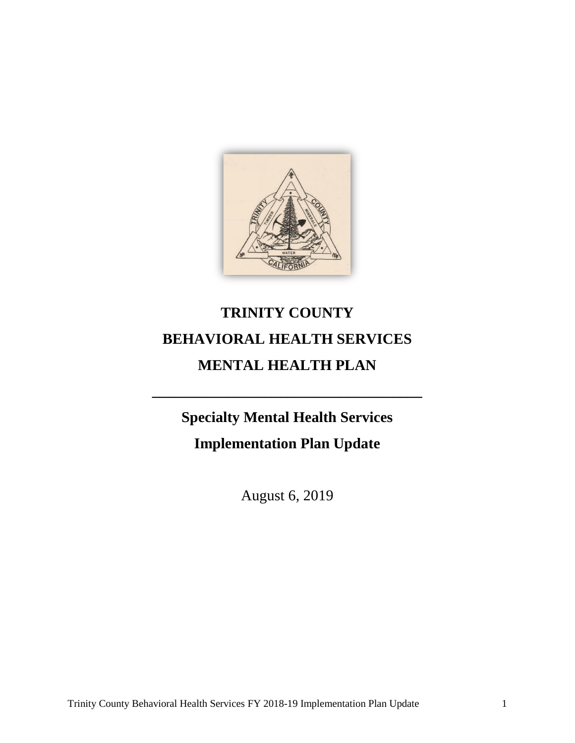# TRINITY COUNTY

# BEHAVIORAL HEALTH SERVICES

# MENTAL HEALTH PLAN

---

## Specialty Mental Health Services

## Implementation Plan Update

August 6, 2019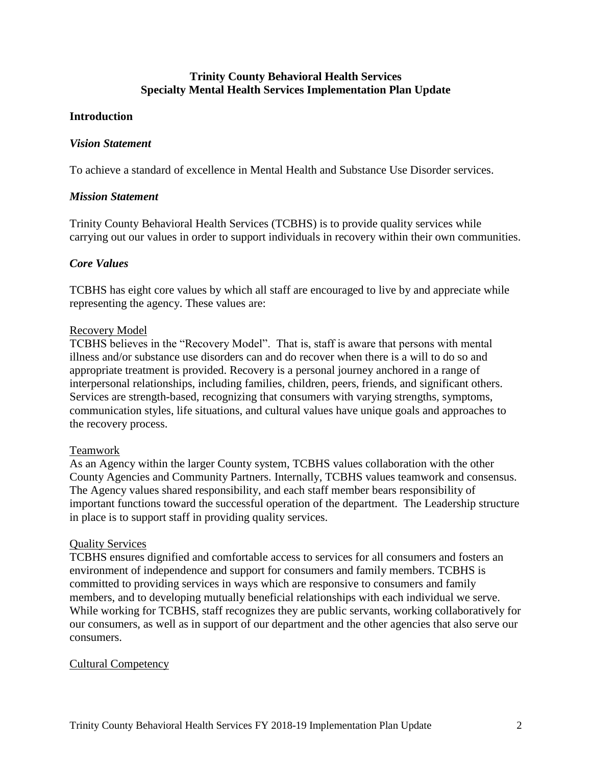# Trinity County Behavioral Health Services
# Specialty Mental Health Services Implementation Plan Update

## Introduction

### *Vision Statement*

To achieve a standard of excellence in Mental Health and Substance Use Disorder services.

### *Mission Statement*

Trinity County Behavioral Health Services (TCBHS) is to provide quality services while carrying out our values in order to support individuals in recovery within their own communities.

### *Core Values*

TCBHS has eight core values by which all staff are encouraged to live by and appreciate while representing the agency. These values are:

<u>Recovery Model</u>

TCBHS believes in the "Recovery Model". That is, staff is aware that persons with mental illness and/or substance use disorders can and do recover when there is a will to do so and appropriate treatment is provided. Recovery is a personal journey anchored in a range of interpersonal relationships, including families, children, peers, friends, and significant others. Services are strength-based, recognizing that consumers with varying strengths, symptoms, communication styles, life situations, and cultural values have unique goals and approaches to the recovery process.

<u>Teamwork</u>

As an Agency within the larger County system, TCBHS values collaboration with the other County Agencies and Community Partners. Internally, TCBHS values teamwork and consensus. The Agency values shared responsibility, and each staff member bears responsibility of important functions toward the successful operation of the department. The Leadership structure in place is to support staff in providing quality services.

<u>Quality Services</u>

TCBHS ensures dignified and comfortable access to services for all consumers and fosters an environment of independence and support for consumers and family members. TCBHS is committed to providing services in ways which are responsive to consumers and family members, and to developing mutually beneficial relationships with each individual we serve. While working for TCBHS, staff recognizes they are public servants, working collaboratively for our consumers, as well as in support of our department and the other agencies that also serve our consumers.

<u>Cultural Competency</u>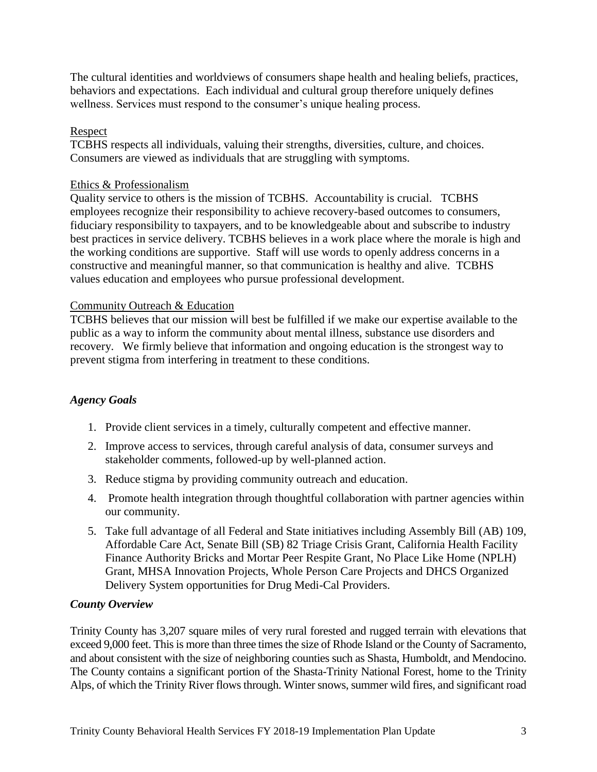The cultural identities and worldviews of consumers shape health and healing beliefs, practices, behaviors and expectations. Each individual and cultural group therefore uniquely defines wellness. Services must respond to the consumer's unique healing process.

Respect

TCBHS respects all individuals, valuing their strengths, diversities, culture, and choices. Consumers are viewed as individuals that are struggling with symptoms.

Ethics & Professionalism

Quality service to others is the mission of TCBHS. Accountability is crucial. TCBHS employees recognize their responsibility to achieve recovery-based outcomes to consumers, fiduciary responsibility to taxpayers, and to be knowledgeable about and subscribe to industry best practices in service delivery. TCBHS believes in a work place where the morale is high and the working conditions are supportive. Staff will use words to openly address concerns in a constructive and meaningful manner, so that communication is healthy and alive. TCBHS values education and employees who pursue professional development.

Community Outreach & Education

TCBHS believes that our mission will best be fulfilled if we make our expertise available to the public as a way to inform the community about mental illness, substance use disorders and recovery. We firmly believe that information and ongoing education is the strongest way to prevent stigma from interfering in treatment to these conditions.

### *Agency Goals*

1. Provide client services in a timely, culturally competent and effective manner.
2. Improve access to services, through careful analysis of data, consumer surveys and stakeholder comments, followed-up by well-planned action.
3. Reduce stigma by providing community outreach and education.
4. Promote health integration through thoughtful collaboration with partner agencies within our community.
5. Take full advantage of all Federal and State initiatives including Assembly Bill (AB) 109, Affordable Care Act, Senate Bill (SB) 82 Triage Crisis Grant, California Health Facility Finance Authority Bricks and Mortar Peer Respite Grant, No Place Like Home (NPLH) Grant, MHSA Innovation Projects, Whole Person Care Projects and DHCS Organized Delivery System opportunities for Drug Medi-Cal Providers.

### *County Overview*

Trinity County has 3,207 square miles of very rural forested and rugged terrain with elevations that exceed 9,000 feet. This is more than three times the size of Rhode Island or the County of Sacramento, and about consistent with the size of neighboring counties such as Shasta, Humboldt, and Mendocino. The County contains a significant portion of the Shasta-Trinity National Forest, home to the Trinity Alps, of which the Trinity River flows through. Winter snows, summer wild fires, and significant road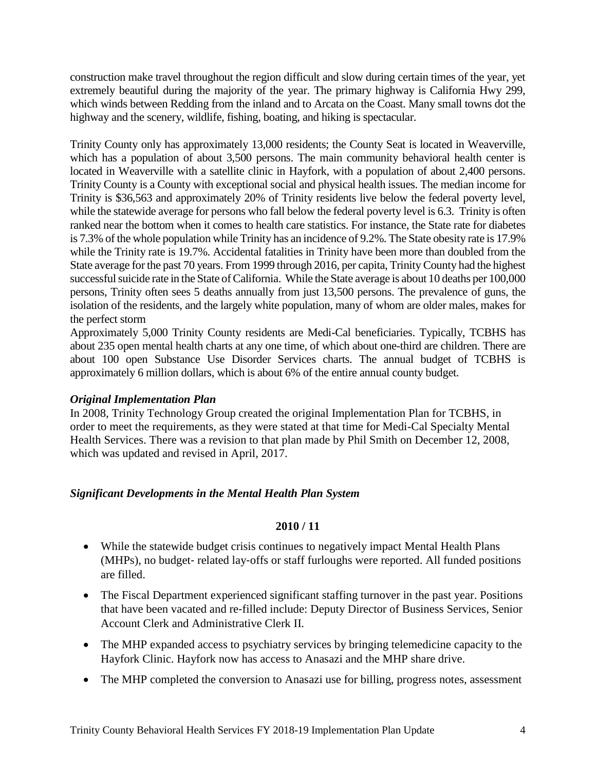construction make travel throughout the region difficult and slow during certain times of the year, yet extremely beautiful during the majority of the year. The primary highway is California Hwy 299, which winds between Redding from the inland and to Arcata on the Coast. Many small towns dot the highway and the scenery, wildlife, fishing, boating, and hiking is spectacular.

Trinity County only has approximately 13,000 residents; the County Seat is located in Weaverville, which has a population of about 3,500 persons. The main community behavioral health center is located in Weaverville with a satellite clinic in Hayfork, with a population of about 2,400 persons. Trinity County is a County with exceptional social and physical health issues. The median income for Trinity is $36,563 and approximately 20% of Trinity residents live below the federal poverty level, while the statewide average for persons who fall below the federal poverty level is 6.3. Trinity is often ranked near the bottom when it comes to health care statistics. For instance, the State rate for diabetes is 7.3% of the whole population while Trinity has an incidence of 9.2%. The State obesity rate is 17.9% while the Trinity rate is 19.7%. Accidental fatalities in Trinity have been more than doubled from the State average for the past 70 years. From 1999 through 2016, per capita, Trinity County had the highest successful suicide rate in the State of California. While the State average is about 10 deaths per 100,000 persons, Trinity often sees 5 deaths annually from just 13,500 persons. The prevalence of guns, the isolation of the residents, and the largely white population, many of whom are older males, makes for the perfect storm

Approximately 5,000 Trinity County residents are Medi-Cal beneficiaries. Typically, TCBHS has about 235 open mental health charts at any one time, of which about one-third are children. There are about 100 open Substance Use Disorder Services charts. The annual budget of TCBHS is approximately 6 million dollars, which is about 6% of the entire annual county budget.

### *Original Implementation Plan*

In 2008, Trinity Technology Group created the original Implementation Plan for TCBHS, in order to meet the requirements, as they were stated at that time for Medi-Cal Specialty Mental Health Services. There was a revision to that plan made by Phil Smith on December 12, 2008, which was updated and revised in April, 2017.

### *Significant Developments in the Mental Health Plan System*

**2010 / 11**

- While the statewide budget crisis continues to negatively impact Mental Health Plans (MHPs), no budget- related lay-offs or staff furloughs were reported. All funded positions are filled.
- The Fiscal Department experienced significant staffing turnover in the past year. Positions that have been vacated and re-filled include: Deputy Director of Business Services, Senior Account Clerk and Administrative Clerk II.
- The MHP expanded access to psychiatry services by bringing telemedicine capacity to the Hayfork Clinic. Hayfork now has access to Anasazi and the MHP share drive.
- The MHP completed the conversion to Anasazi use for billing, progress notes, assessment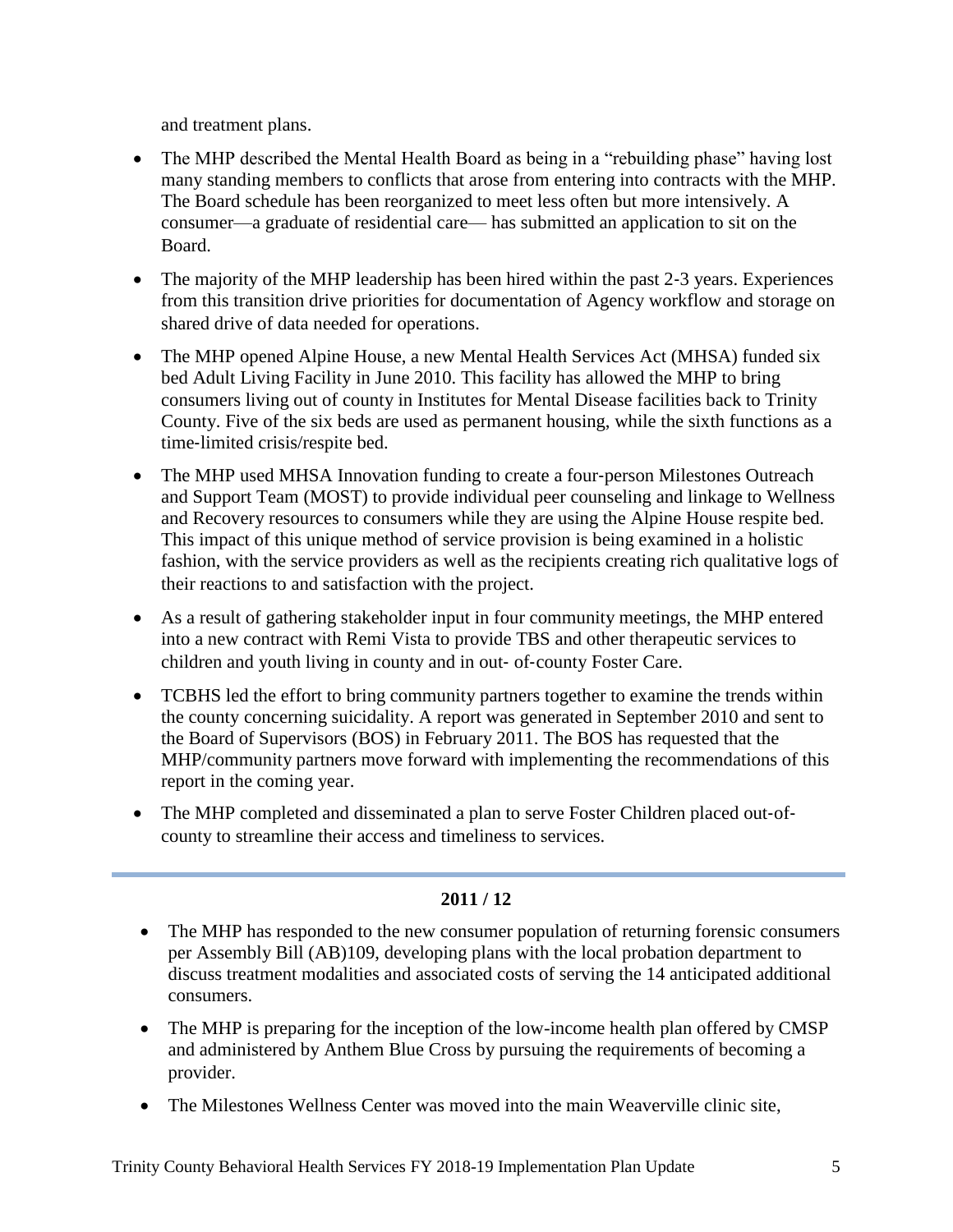and treatment plans.

- The MHP described the Mental Health Board as being in a "rebuilding phase" having lost many standing members to conflicts that arose from entering into contracts with the MHP. The Board schedule has been reorganized to meet less often but more intensively. A consumer—a graduate of residential care— has submitted an application to sit on the Board.
- The majority of the MHP leadership has been hired within the past 2-3 years. Experiences from this transition drive priorities for documentation of Agency workflow and storage on shared drive of data needed for operations.
- The MHP opened Alpine House, a new Mental Health Services Act (MHSA) funded six bed Adult Living Facility in June 2010. This facility has allowed the MHP to bring consumers living out of county in Institutes for Mental Disease facilities back to Trinity County. Five of the six beds are used as permanent housing, while the sixth functions as a time-limited crisis/respite bed.
- The MHP used MHSA Innovation funding to create a four-person Milestones Outreach and Support Team (MOST) to provide individual peer counseling and linkage to Wellness and Recovery resources to consumers while they are using the Alpine House respite bed. This impact of this unique method of service provision is being examined in a holistic fashion, with the service providers as well as the recipients creating rich qualitative logs of their reactions to and satisfaction with the project.
- As a result of gathering stakeholder input in four community meetings, the MHP entered into a new contract with Remi Vista to provide TBS and other therapeutic services to children and youth living in county and in out- of-county Foster Care.
- TCBHS led the effort to bring community partners together to examine the trends within the county concerning suicidality. A report was generated in September 2010 and sent to the Board of Supervisors (BOS) in February 2011. The BOS has requested that the MHP/community partners move forward with implementing the recommendations of this report in the coming year.
- The MHP completed and disseminated a plan to serve Foster Children placed out-of-county to streamline their access and timeliness to services.

## 2011 / 12

- The MHP has responded to the new consumer population of returning forensic consumers per Assembly Bill (AB)109, developing plans with the local probation department to discuss treatment modalities and associated costs of serving the 14 anticipated additional consumers.
- The MHP is preparing for the inception of the low-income health plan offered by CMSP and administered by Anthem Blue Cross by pursuing the requirements of becoming a provider.
- The Milestones Wellness Center was moved into the main Weaverville clinic site,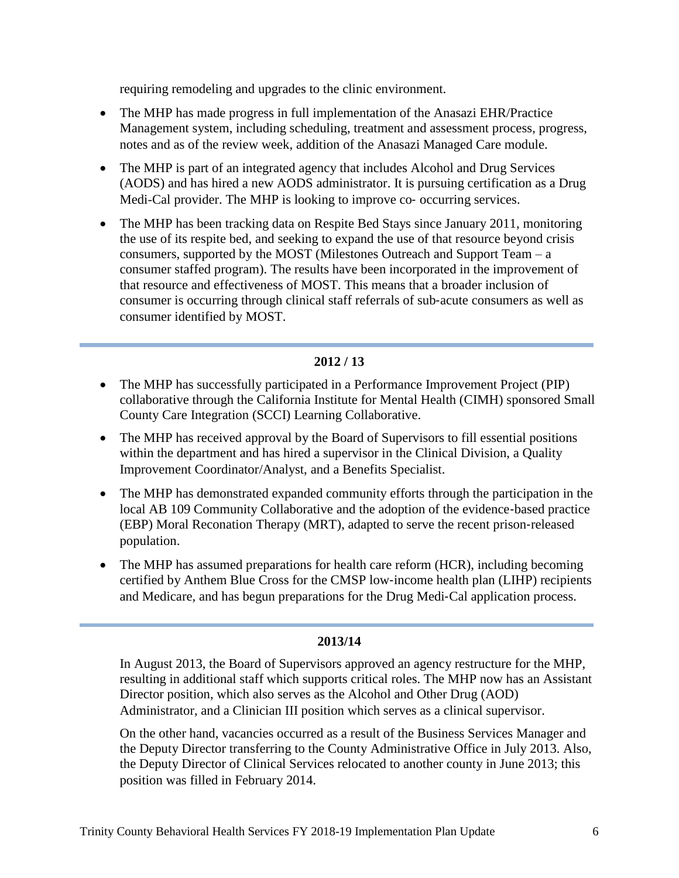requiring remodeling and upgrades to the clinic environment.

- The MHP has made progress in full implementation of the Anasazi EHR/Practice Management system, including scheduling, treatment and assessment process, progress, notes and as of the review week, addition of the Anasazi Managed Care module.
- The MHP is part of an integrated agency that includes Alcohol and Drug Services (AODS) and has hired a new AODS administrator. It is pursuing certification as a Drug Medi-Cal provider. The MHP is looking to improve co- occurring services.
- The MHP has been tracking data on Respite Bed Stays since January 2011, monitoring the use of its respite bed, and seeking to expand the use of that resource beyond crisis consumers, supported by the MOST (Milestones Outreach and Support Team – a consumer staffed program). The results have been incorporated in the improvement of that resource and effectiveness of MOST. This means that a broader inclusion of consumer is occurring through clinical staff referrals of sub-acute consumers as well as consumer identified by MOST.

---

**2012 / 13**

- The MHP has successfully participated in a Performance Improvement Project (PIP) collaborative through the California Institute for Mental Health (CIMH) sponsored Small County Care Integration (SCCI) Learning Collaborative.
- The MHP has received approval by the Board of Supervisors to fill essential positions within the department and has hired a supervisor in the Clinical Division, a Quality Improvement Coordinator/Analyst, and a Benefits Specialist.
- The MHP has demonstrated expanded community efforts through the participation in the local AB 109 Community Collaborative and the adoption of the evidence-based practice (EBP) Moral Reconation Therapy (MRT), adapted to serve the recent prison-released population.
- The MHP has assumed preparations for health care reform (HCR), including becoming certified by Anthem Blue Cross for the CMSP low-income health plan (LIHP) recipients and Medicare, and has begun preparations for the Drug Medi-Cal application process.

---

**2013/14**

In August 2013, the Board of Supervisors approved an agency restructure for the MHP, resulting in additional staff which supports critical roles. The MHP now has an Assistant Director position, which also serves as the Alcohol and Other Drug (AOD) Administrator, and a Clinician III position which serves as a clinical supervisor.

On the other hand, vacancies occurred as a result of the Business Services Manager and the Deputy Director transferring to the County Administrative Office in July 2013. Also, the Deputy Director of Clinical Services relocated to another county in June 2013; this position was filled in February 2014.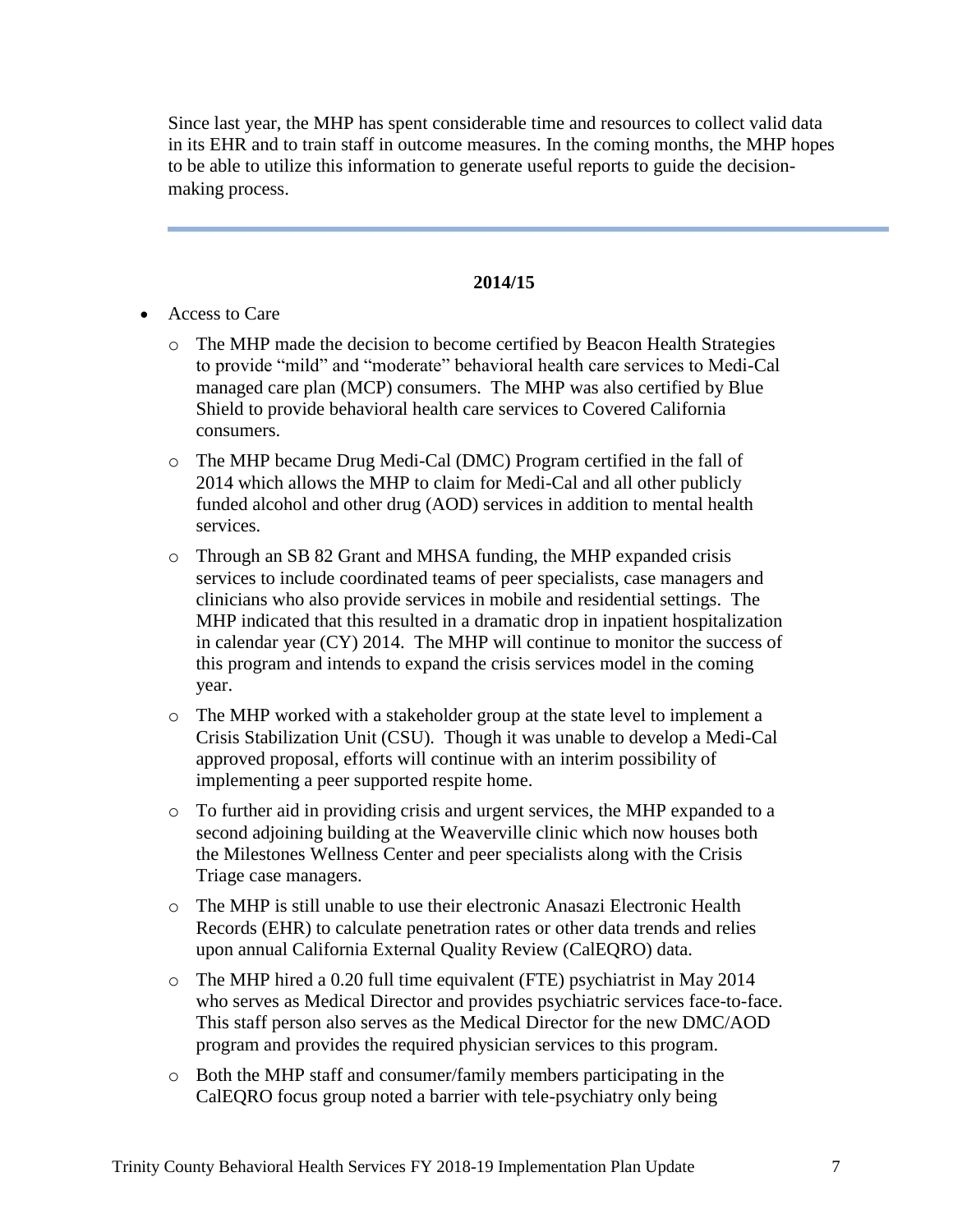Since last year, the MHP has spent considerable time and resources to collect valid data in its EHR and to train staff in outcome measures. In the coming months, the MHP hopes to be able to utilize this information to generate useful reports to guide the decision-making process.

---

**2014/15**

- Access to Care
  - The MHP made the decision to become certified by Beacon Health Strategies to provide "mild" and "moderate" behavioral health care services to Medi-Cal managed care plan (MCP) consumers. The MHP was also certified by Blue Shield to provide behavioral health care services to Covered California consumers.
  - The MHP became Drug Medi-Cal (DMC) Program certified in the fall of 2014 which allows the MHP to claim for Medi-Cal and all other publicly funded alcohol and other drug (AOD) services in addition to mental health services.
  - Through an SB 82 Grant and MHSA funding, the MHP expanded crisis services to include coordinated teams of peer specialists, case managers and clinicians who also provide services in mobile and residential settings. The MHP indicated that this resulted in a dramatic drop in inpatient hospitalization in calendar year (CY) 2014. The MHP will continue to monitor the success of this program and intends to expand the crisis services model in the coming year.
  - The MHP worked with a stakeholder group at the state level to implement a Crisis Stabilization Unit (CSU). Though it was unable to develop a Medi-Cal approved proposal, efforts will continue with an interim possibility of implementing a peer supported respite home.
  - To further aid in providing crisis and urgent services, the MHP expanded to a second adjoining building at the Weaverville clinic which now houses both the Milestones Wellness Center and peer specialists along with the Crisis Triage case managers.
  - The MHP is still unable to use their electronic Anasazi Electronic Health Records (EHR) to calculate penetration rates or other data trends and relies upon annual California External Quality Review (CalEQRO) data.
  - The MHP hired a 0.20 full time equivalent (FTE) psychiatrist in May 2014 who serves as Medical Director and provides psychiatric services face-to-face. This staff person also serves as the Medical Director for the new DMC/AOD program and provides the required physician services to this program.
  - Both the MHP staff and consumer/family members participating in the CalEQRO focus group noted a barrier with tele-psychiatry only being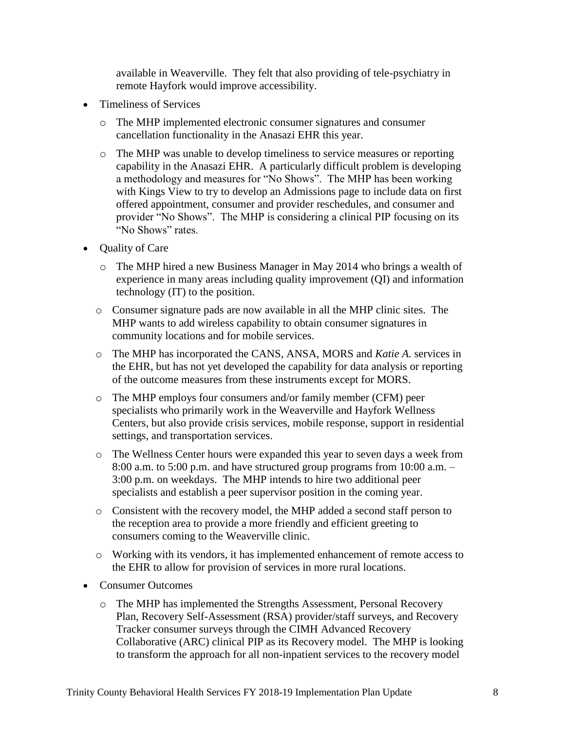available in Weaverville. They felt that also providing of tele-psychiatry in remote Hayfork would improve accessibility.

- Timeliness of Services
  - The MHP implemented electronic consumer signatures and consumer cancellation functionality in the Anasazi EHR this year.
  - The MHP was unable to develop timeliness to service measures or reporting capability in the Anasazi EHR. A particularly difficult problem is developing a methodology and measures for "No Shows". The MHP has been working with Kings View to try to develop an Admissions page to include data on first offered appointment, consumer and provider reschedules, and consumer and provider "No Shows". The MHP is considering a clinical PIP focusing on its "No Shows" rates.
- Quality of Care
  - The MHP hired a new Business Manager in May 2014 who brings a wealth of experience in many areas including quality improvement (QI) and information technology (IT) to the position.
  - Consumer signature pads are now available in all the MHP clinic sites. The MHP wants to add wireless capability to obtain consumer signatures in community locations and for mobile services.
  - The MHP has incorporated the CANS, ANSA, MORS and *Katie A.* services in the EHR, but has not yet developed the capability for data analysis or reporting of the outcome measures from these instruments except for MORS.
  - The MHP employs four consumers and/or family member (CFM) peer specialists who primarily work in the Weaverville and Hayfork Wellness Centers, but also provide crisis services, mobile response, support in residential settings, and transportation services.
  - The Wellness Center hours were expanded this year to seven days a week from 8:00 a.m. to 5:00 p.m. and have structured group programs from 10:00 a.m. – 3:00 p.m. on weekdays. The MHP intends to hire two additional peer specialists and establish a peer supervisor position in the coming year.
  - Consistent with the recovery model, the MHP added a second staff person to the reception area to provide a more friendly and efficient greeting to consumers coming to the Weaverville clinic.
  - Working with its vendors, it has implemented enhancement of remote access to the EHR to allow for provision of services in more rural locations.
- Consumer Outcomes
  - The MHP has implemented the Strengths Assessment, Personal Recovery Plan, Recovery Self-Assessment (RSA) provider/staff surveys, and Recovery Tracker consumer surveys through the CIMH Advanced Recovery Collaborative (ARC) clinical PIP as its Recovery model. The MHP is looking to transform the approach for all non-inpatient services to the recovery model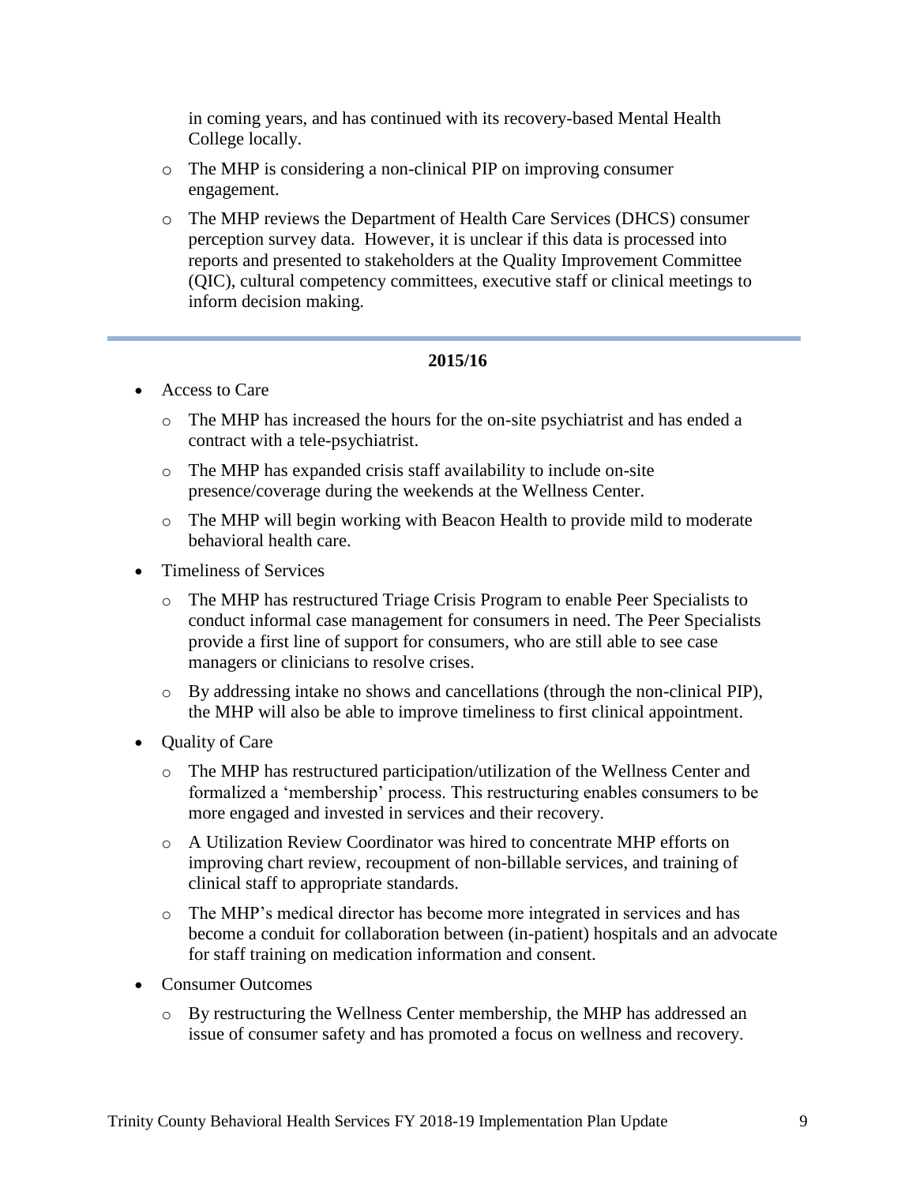in coming years, and has continued with its recovery-based Mental Health College locally.

- The MHP is considering a non-clinical PIP on improving consumer engagement.
- The MHP reviews the Department of Health Care Services (DHCS) consumer perception survey data. However, it is unclear if this data is processed into reports and presented to stakeholders at the Quality Improvement Committee (QIC), cultural competency committees, executive staff or clinical meetings to inform decision making.

---

**2015/16**

- Access to Care
  - The MHP has increased the hours for the on-site psychiatrist and has ended a contract with a tele-psychiatrist.
  - The MHP has expanded crisis staff availability to include on-site presence/coverage during the weekends at the Wellness Center.
  - The MHP will begin working with Beacon Health to provide mild to moderate behavioral health care.
- Timeliness of Services
  - The MHP has restructured Triage Crisis Program to enable Peer Specialists to conduct informal case management for consumers in need. The Peer Specialists provide a first line of support for consumers, who are still able to see case managers or clinicians to resolve crises.
  - By addressing intake no shows and cancellations (through the non-clinical PIP), the MHP will also be able to improve timeliness to first clinical appointment.
- Quality of Care
  - The MHP has restructured participation/utilization of the Wellness Center and formalized a 'membership' process. This restructuring enables consumers to be more engaged and invested in services and their recovery.
  - A Utilization Review Coordinator was hired to concentrate MHP efforts on improving chart review, recoupment of non-billable services, and training of clinical staff to appropriate standards.
  - The MHP's medical director has become more integrated in services and has become a conduit for collaboration between (in-patient) hospitals and an advocate for staff training on medication information and consent.
- Consumer Outcomes
  - By restructuring the Wellness Center membership, the MHP has addressed an issue of consumer safety and has promoted a focus on wellness and recovery.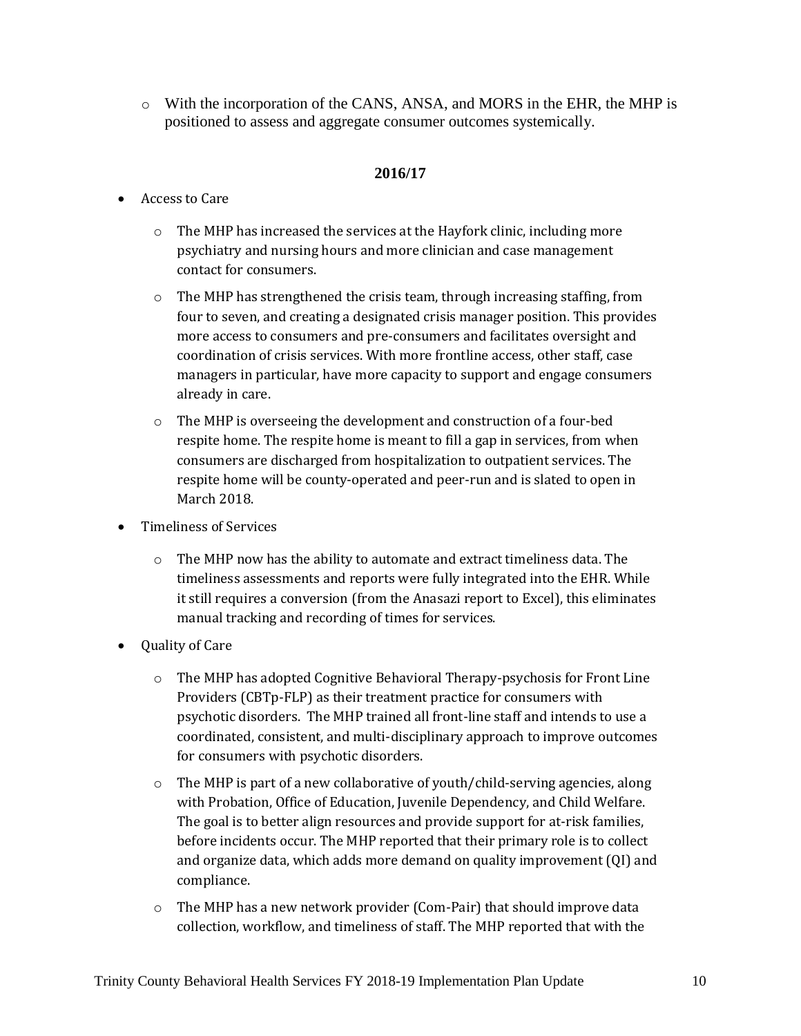- With the incorporation of the CANS, ANSA, and MORS in the EHR, the MHP is positioned to assess and aggregate consumer outcomes systemically.

**2016/17**

- Access to Care
  - The MHP has increased the services at the Hayfork clinic, including more psychiatry and nursing hours and more clinician and case management contact for consumers.
  - The MHP has strengthened the crisis team, through increasing staffing, from four to seven, and creating a designated crisis manager position. This provides more access to consumers and pre-consumers and facilitates oversight and coordination of crisis services. With more frontline access, other staff, case managers in particular, have more capacity to support and engage consumers already in care.
  - The MHP is overseeing the development and construction of a four-bed respite home. The respite home is meant to fill a gap in services, from when consumers are discharged from hospitalization to outpatient services. The respite home will be county-operated and peer-run and is slated to open in March 2018.
- Timeliness of Services
  - The MHP now has the ability to automate and extract timeliness data. The timeliness assessments and reports were fully integrated into the EHR. While it still requires a conversion (from the Anasazi report to Excel), this eliminates manual tracking and recording of times for services.
- Quality of Care
  - The MHP has adopted Cognitive Behavioral Therapy-psychosis for Front Line Providers (CBTp-FLP) as their treatment practice for consumers with psychotic disorders. The MHP trained all front-line staff and intends to use a coordinated, consistent, and multi-disciplinary approach to improve outcomes for consumers with psychotic disorders.
  - The MHP is part of a new collaborative of youth/child-serving agencies, along with Probation, Office of Education, Juvenile Dependency, and Child Welfare. The goal is to better align resources and provide support for at-risk families, before incidents occur. The MHP reported that their primary role is to collect and organize data, which adds more demand on quality improvement (QI) and compliance.
  - The MHP has a new network provider (Com-Pair) that should improve data collection, workflow, and timeliness of staff. The MHP reported that with the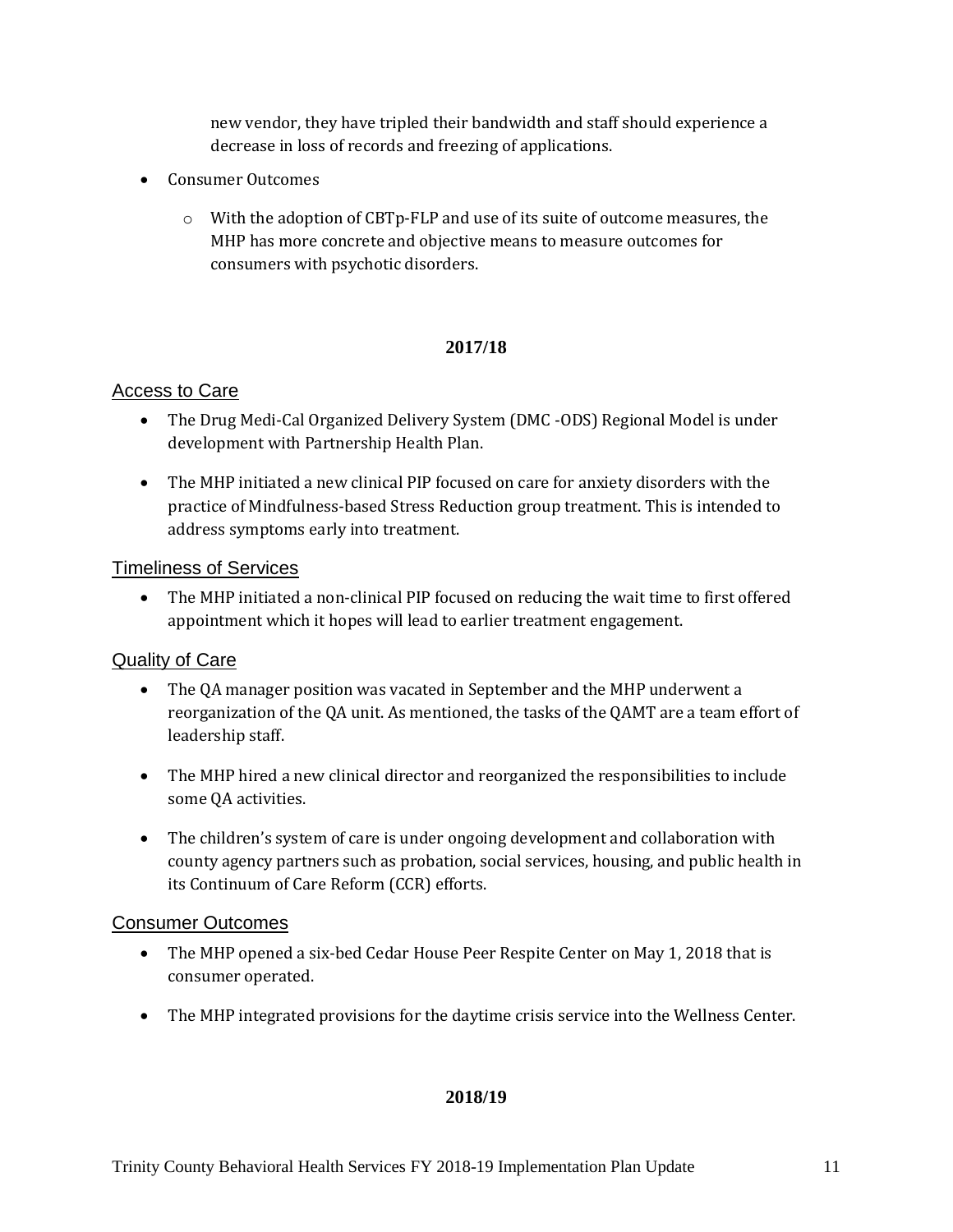new vendor, they have tripled their bandwidth and staff should experience a decrease in loss of records and freezing of applications.

- Consumer Outcomes
  - With the adoption of CBTp-FLP and use of its suite of outcome measures, the MHP has more concrete and objective means to measure outcomes for consumers with psychotic disorders.

## 2017/18

### Access to Care

- The Drug Medi-Cal Organized Delivery System (DMC -ODS) Regional Model is under development with Partnership Health Plan.
- The MHP initiated a new clinical PIP focused on care for anxiety disorders with the practice of Mindfulness-based Stress Reduction group treatment. This is intended to address symptoms early into treatment.

### Timeliness of Services

- The MHP initiated a non-clinical PIP focused on reducing the wait time to first offered appointment which it hopes will lead to earlier treatment engagement.

### Quality of Care

- The QA manager position was vacated in September and the MHP underwent a reorganization of the QA unit. As mentioned, the tasks of the QAMT are a team effort of leadership staff.
- The MHP hired a new clinical director and reorganized the responsibilities to include some QA activities.
- The children's system of care is under ongoing development and collaboration with county agency partners such as probation, social services, housing, and public health in its Continuum of Care Reform (CCR) efforts.

### Consumer Outcomes

- The MHP opened a six-bed Cedar House Peer Respite Center on May 1, 2018 that is consumer operated.
- The MHP integrated provisions for the daytime crisis service into the Wellness Center.

## 2018/19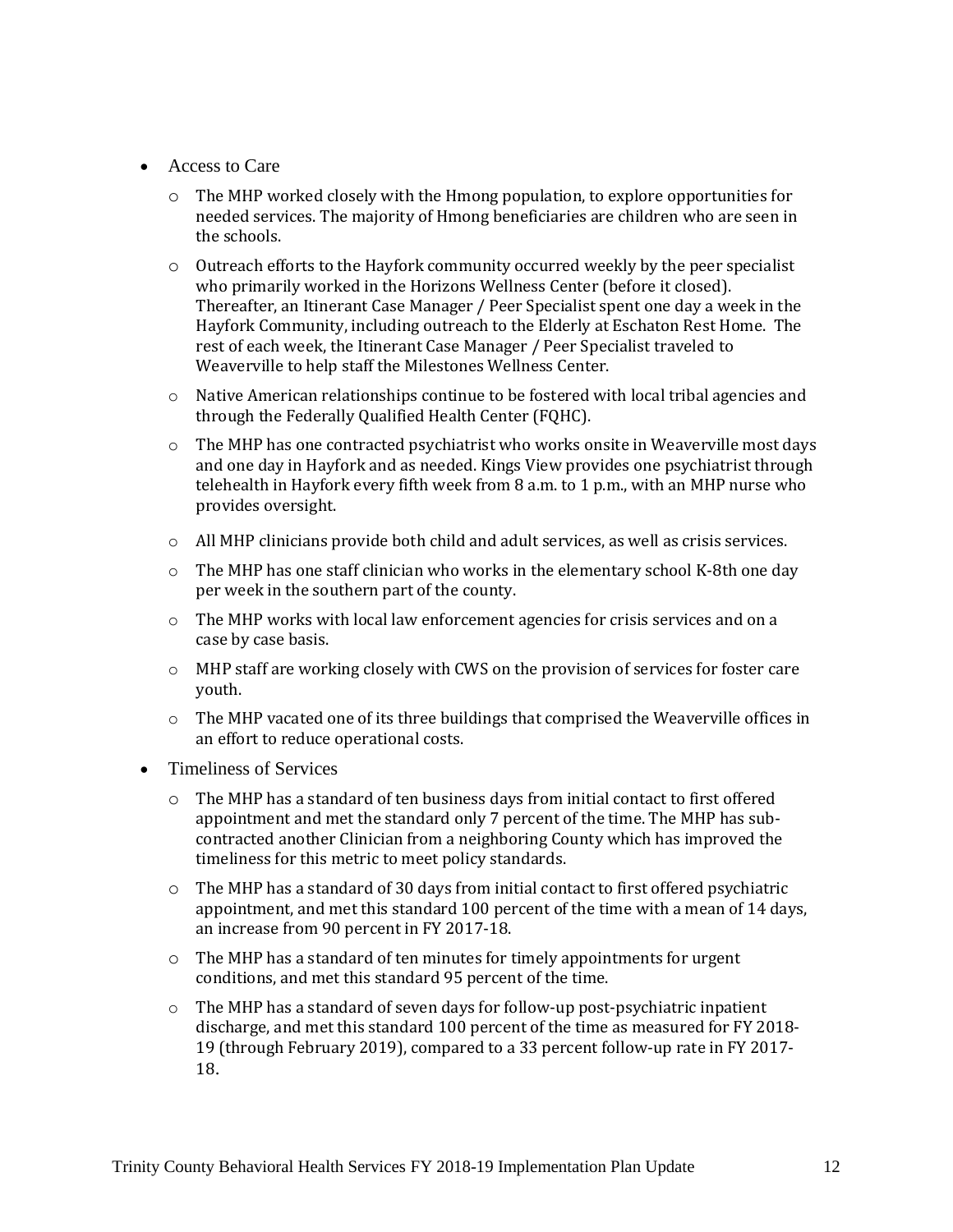- Access to Care
  - The MHP worked closely with the Hmong population, to explore opportunities for needed services. The majority of Hmong beneficiaries are children who are seen in the schools.
  - Outreach efforts to the Hayfork community occurred weekly by the peer specialist who primarily worked in the Horizons Wellness Center (before it closed). Thereafter, an Itinerant Case Manager / Peer Specialist spent one day a week in the Hayfork Community, including outreach to the Elderly at Eschaton Rest Home. The rest of each week, the Itinerant Case Manager / Peer Specialist traveled to Weaverville to help staff the Milestones Wellness Center.
  - Native American relationships continue to be fostered with local tribal agencies and through the Federally Qualified Health Center (FQHC).
  - The MHP has one contracted psychiatrist who works onsite in Weaverville most days and one day in Hayfork and as needed. Kings View provides one psychiatrist through telehealth in Hayfork every fifth week from 8 a.m. to 1 p.m., with an MHP nurse who provides oversight.
  - All MHP clinicians provide both child and adult services, as well as crisis services.
  - The MHP has one staff clinician who works in the elementary school K-8th one day per week in the southern part of the county.
  - The MHP works with local law enforcement agencies for crisis services and on a case by case basis.
  - MHP staff are working closely with CWS on the provision of services for foster care youth.
  - The MHP vacated one of its three buildings that comprised the Weaverville offices in an effort to reduce operational costs.
- Timeliness of Services
  - The MHP has a standard of ten business days from initial contact to first offered appointment and met the standard only 7 percent of the time. The MHP has sub-contracted another Clinician from a neighboring County which has improved the timeliness for this metric to meet policy standards.
  - The MHP has a standard of 30 days from initial contact to first offered psychiatric appointment, and met this standard 100 percent of the time with a mean of 14 days, an increase from 90 percent in FY 2017-18.
  - The MHP has a standard of ten minutes for timely appointments for urgent conditions, and met this standard 95 percent of the time.
  - The MHP has a standard of seven days for follow-up post-psychiatric inpatient discharge, and met this standard 100 percent of the time as measured for FY 2018-19 (through February 2019), compared to a 33 percent follow-up rate in FY 2017-18.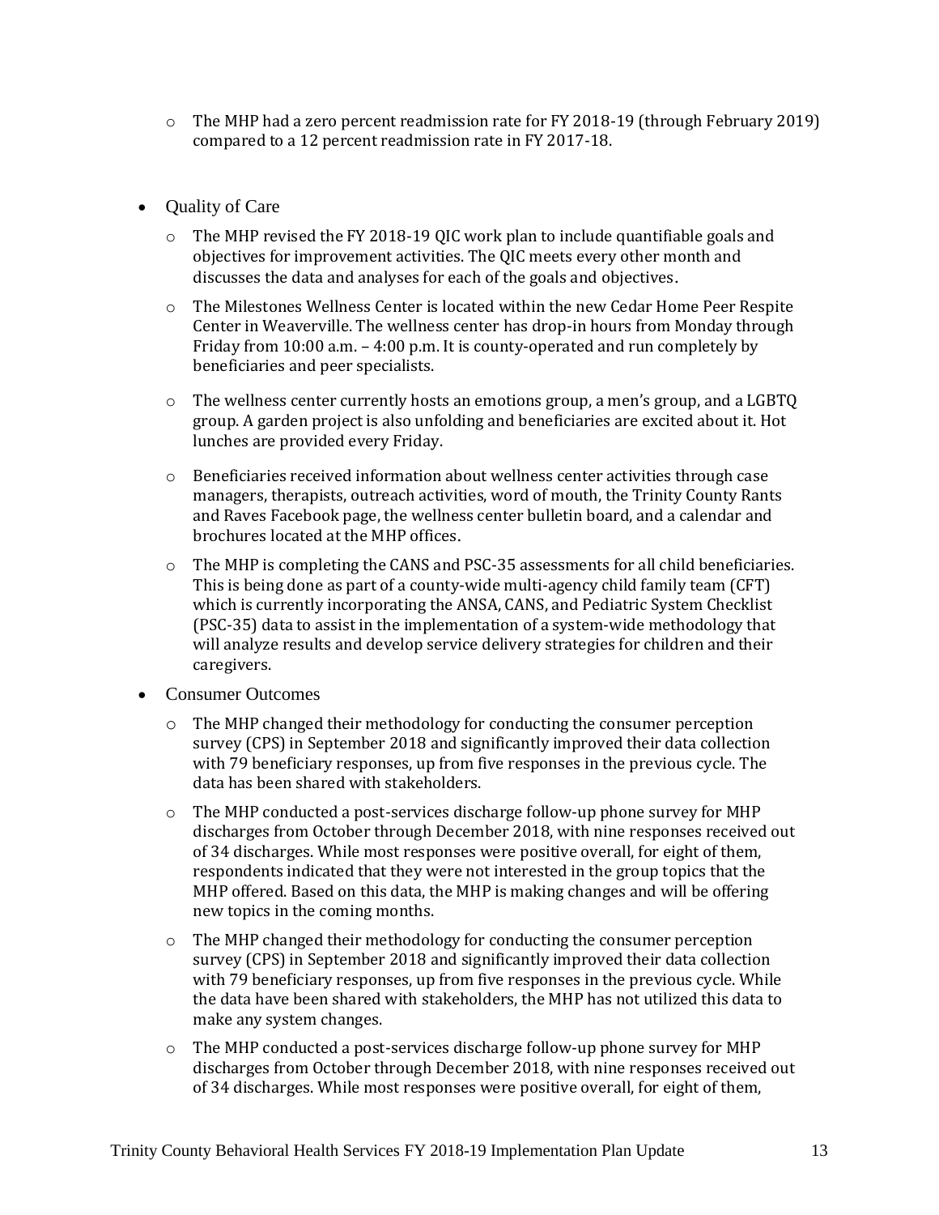- The MHP had a zero percent readmission rate for FY 2018-19 (through February 2019) compared to a 12 percent readmission rate in FY 2017-18.

- Quality of Care
  - The MHP revised the FY 2018-19 QIC work plan to include quantifiable goals and objectives for improvement activities. The QIC meets every other month and discusses the data and analyses for each of the goals and objectives.
  - The Milestones Wellness Center is located within the new Cedar Home Peer Respite Center in Weaverville. The wellness center has drop-in hours from Monday through Friday from 10:00 a.m. – 4:00 p.m. It is county-operated and run completely by beneficiaries and peer specialists.
  - The wellness center currently hosts an emotions group, a men's group, and a LGBTQ group. A garden project is also unfolding and beneficiaries are excited about it. Hot lunches are provided every Friday.
  - Beneficiaries received information about wellness center activities through case managers, therapists, outreach activities, word of mouth, the Trinity County Rants and Raves Facebook page, the wellness center bulletin board, and a calendar and brochures located at the MHP offices.
  - The MHP is completing the CANS and PSC-35 assessments for all child beneficiaries. This is being done as part of a county-wide multi-agency child family team (CFT) which is currently incorporating the ANSA, CANS, and Pediatric System Checklist (PSC-35) data to assist in the implementation of a system-wide methodology that will analyze results and develop service delivery strategies for children and their caregivers.

- Consumer Outcomes
  - The MHP changed their methodology for conducting the consumer perception survey (CPS) in September 2018 and significantly improved their data collection with 79 beneficiary responses, up from five responses in the previous cycle. The data has been shared with stakeholders.
  - The MHP conducted a post-services discharge follow-up phone survey for MHP discharges from October through December 2018, with nine responses received out of 34 discharges. While most responses were positive overall, for eight of them, respondents indicated that they were not interested in the group topics that the MHP offered. Based on this data, the MHP is making changes and will be offering new topics in the coming months.
  - The MHP changed their methodology for conducting the consumer perception survey (CPS) in September 2018 and significantly improved their data collection with 79 beneficiary responses, up from five responses in the previous cycle. While the data have been shared with stakeholders, the MHP has not utilized this data to make any system changes.
  - The MHP conducted a post-services discharge follow-up phone survey for MHP discharges from October through December 2018, with nine responses received out of 34 discharges. While most responses were positive overall, for eight of them,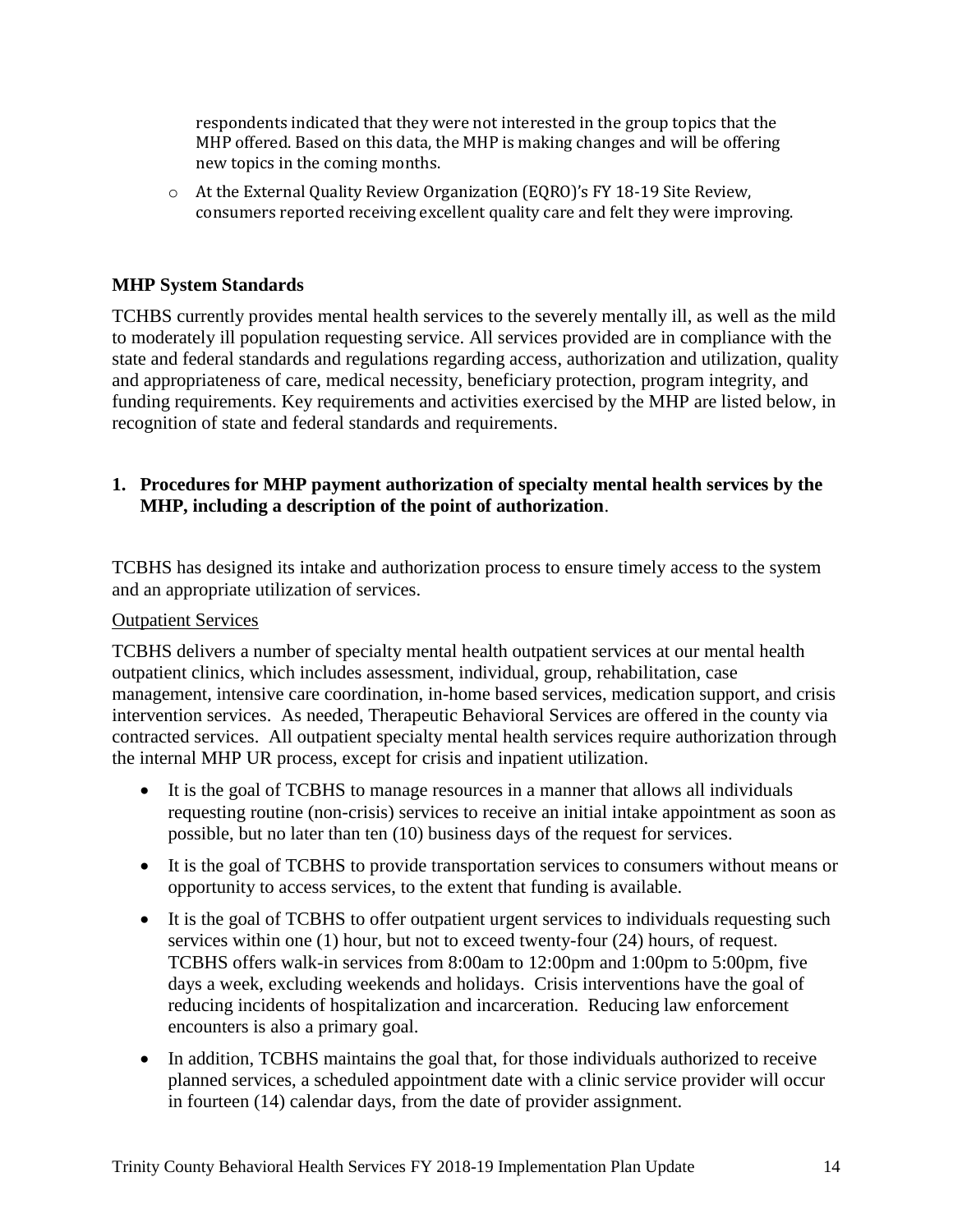respondents indicated that they were not interested in the group topics that the MHP offered. Based on this data, the MHP is making changes and will be offering new topics in the coming months.

- At the External Quality Review Organization (EQRO)'s FY 18-19 Site Review, consumers reported receiving excellent quality care and felt they were improving.

**MHP System Standards**

TCHBS currently provides mental health services to the severely mentally ill, as well as the mild to moderately ill population requesting service. All services provided are in compliance with the state and federal standards and regulations regarding access, authorization and utilization, quality and appropriateness of care, medical necessity, beneficiary protection, program integrity, and funding requirements. Key requirements and activities exercised by the MHP are listed below, in recognition of state and federal standards and requirements.

1. **Procedures for MHP payment authorization of specialty mental health services by the MHP, including a description of the point of authorization**.

TCBHS has designed its intake and authorization process to ensure timely access to the system and an appropriate utilization of services.

Outpatient Services

TCBHS delivers a number of specialty mental health outpatient services at our mental health outpatient clinics, which includes assessment, individual, group, rehabilitation, case management, intensive care coordination, in-home based services, medication support, and crisis intervention services. As needed, Therapeutic Behavioral Services are offered in the county via contracted services. All outpatient specialty mental health services require authorization through the internal MHP UR process, except for crisis and inpatient utilization.

- It is the goal of TCBHS to manage resources in a manner that allows all individuals requesting routine (non-crisis) services to receive an initial intake appointment as soon as possible, but no later than ten (10) business days of the request for services.
- It is the goal of TCBHS to provide transportation services to consumers without means or opportunity to access services, to the extent that funding is available.
- It is the goal of TCBHS to offer outpatient urgent services to individuals requesting such services within one (1) hour, but not to exceed twenty-four (24) hours, of request. TCBHS offers walk-in services from 8:00am to 12:00pm and 1:00pm to 5:00pm, five days a week, excluding weekends and holidays. Crisis interventions have the goal of reducing incidents of hospitalization and incarceration. Reducing law enforcement encounters is also a primary goal.
- In addition, TCBHS maintains the goal that, for those individuals authorized to receive planned services, a scheduled appointment date with a clinic service provider will occur in fourteen (14) calendar days, from the date of provider assignment.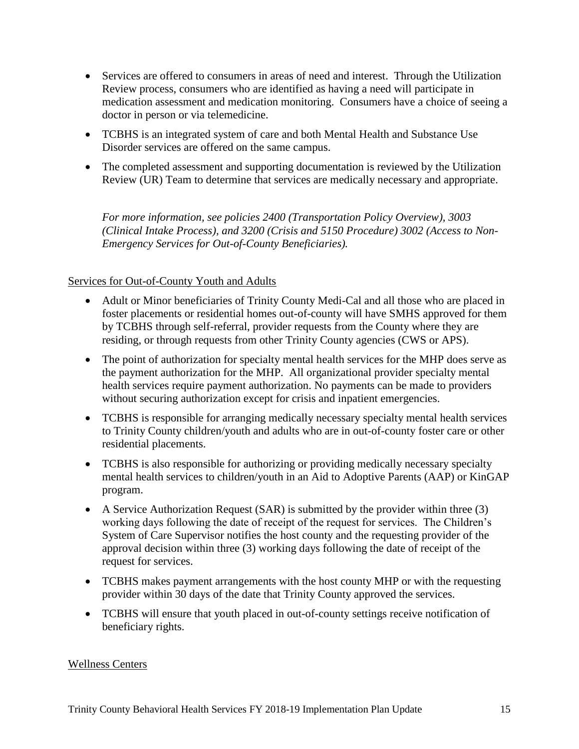- Services are offered to consumers in areas of need and interest. Through the Utilization Review process, consumers who are identified as having a need will participate in medication assessment and medication monitoring. Consumers have a choice of seeing a doctor in person or via telemedicine.
- TCBHS is an integrated system of care and both Mental Health and Substance Use Disorder services are offered on the same campus.
- The completed assessment and supporting documentation is reviewed by the Utilization Review (UR) Team to determine that services are medically necessary and appropriate.

*For more information, see policies 2400 (Transportation Policy Overview), 3003 (Clinical Intake Process), and 3200 (Crisis and 5150 Procedure) 3002 (Access to Non-Emergency Services for Out-of-County Beneficiaries).*

Services for Out-of-County Youth and Adults

- Adult or Minor beneficiaries of Trinity County Medi-Cal and all those who are placed in foster placements or residential homes out-of-county will have SMHS approved for them by TCBHS through self-referral, provider requests from the County where they are residing, or through requests from other Trinity County agencies (CWS or APS).
- The point of authorization for specialty mental health services for the MHP does serve as the payment authorization for the MHP. All organizational provider specialty mental health services require payment authorization. No payments can be made to providers without securing authorization except for crisis and inpatient emergencies.
- TCBHS is responsible for arranging medically necessary specialty mental health services to Trinity County children/youth and adults who are in out-of-county foster care or other residential placements.
- TCBHS is also responsible for authorizing or providing medically necessary specialty mental health services to children/youth in an Aid to Adoptive Parents (AAP) or KinGAP program.
- A Service Authorization Request (SAR) is submitted by the provider within three (3) working days following the date of receipt of the request for services. The Children's System of Care Supervisor notifies the host county and the requesting provider of the approval decision within three (3) working days following the date of receipt of the request for services.
- TCBHS makes payment arrangements with the host county MHP or with the requesting provider within 30 days of the date that Trinity County approved the services.
- TCBHS will ensure that youth placed in out-of-county settings receive notification of beneficiary rights.

Wellness Centers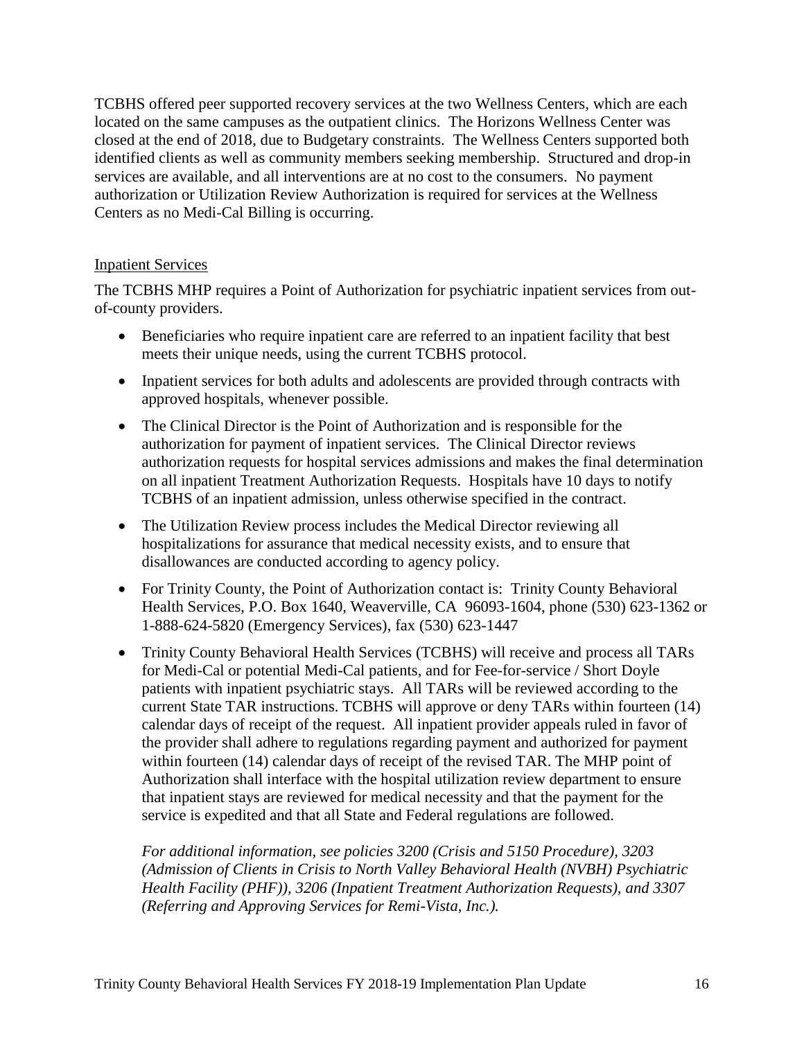TCBHS offered peer supported recovery services at the two Wellness Centers, which are each located on the same campuses as the outpatient clinics. The Horizons Wellness Center was closed at the end of 2018, due to Budgetary constraints. The Wellness Centers supported both identified clients as well as community members seeking membership. Structured and drop-in services are available, and all interventions are at no cost to the consumers. No payment authorization or Utilization Review Authorization is required for services at the Wellness Centers as no Medi-Cal Billing is occurring.

<u>Inpatient Services</u>

The TCBHS MHP requires a Point of Authorization for psychiatric inpatient services from out-of-county providers.

- Beneficiaries who require inpatient care are referred to an inpatient facility that best meets their unique needs, using the current TCBHS protocol.
- Inpatient services for both adults and adolescents are provided through contracts with approved hospitals, whenever possible.
- The Clinical Director is the Point of Authorization and is responsible for the authorization for payment of inpatient services. The Clinical Director reviews authorization requests for hospital services admissions and makes the final determination on all inpatient Treatment Authorization Requests. Hospitals have 10 days to notify TCBHS of an inpatient admission, unless otherwise specified in the contract.
- The Utilization Review process includes the Medical Director reviewing all hospitalizations for assurance that medical necessity exists, and to ensure that disallowances are conducted according to agency policy.
- For Trinity County, the Point of Authorization contact is: Trinity County Behavioral Health Services, P.O. Box 1640, Weaverville, CA 96093-1604, phone (530) 623-1362 or 1-888-624-5820 (Emergency Services), fax (530) 623-1447
- Trinity County Behavioral Health Services (TCBHS) will receive and process all TARs for Medi-Cal or potential Medi-Cal patients, and for Fee-for-service / Short Doyle patients with inpatient psychiatric stays. All TARs will be reviewed according to the current State TAR instructions. TCBHS will approve or deny TARs within fourteen (14) calendar days of receipt of the request. All inpatient provider appeals ruled in favor of the provider shall adhere to regulations regarding payment and authorized for payment within fourteen (14) calendar days of receipt of the revised TAR. The MHP point of Authorization shall interface with the hospital utilization review department to ensure that inpatient stays are reviewed for medical necessity and that the payment for the service is expedited and that all State and Federal regulations are followed.

  *For additional information, see policies 3200 (Crisis and 5150 Procedure), 3203 (Admission of Clients in Crisis to North Valley Behavioral Health (NVBH) Psychiatric Health Facility (PHF)), 3206 (Inpatient Treatment Authorization Requests), and 3307 (Referring and Approving Services for Remi-Vista, Inc.).*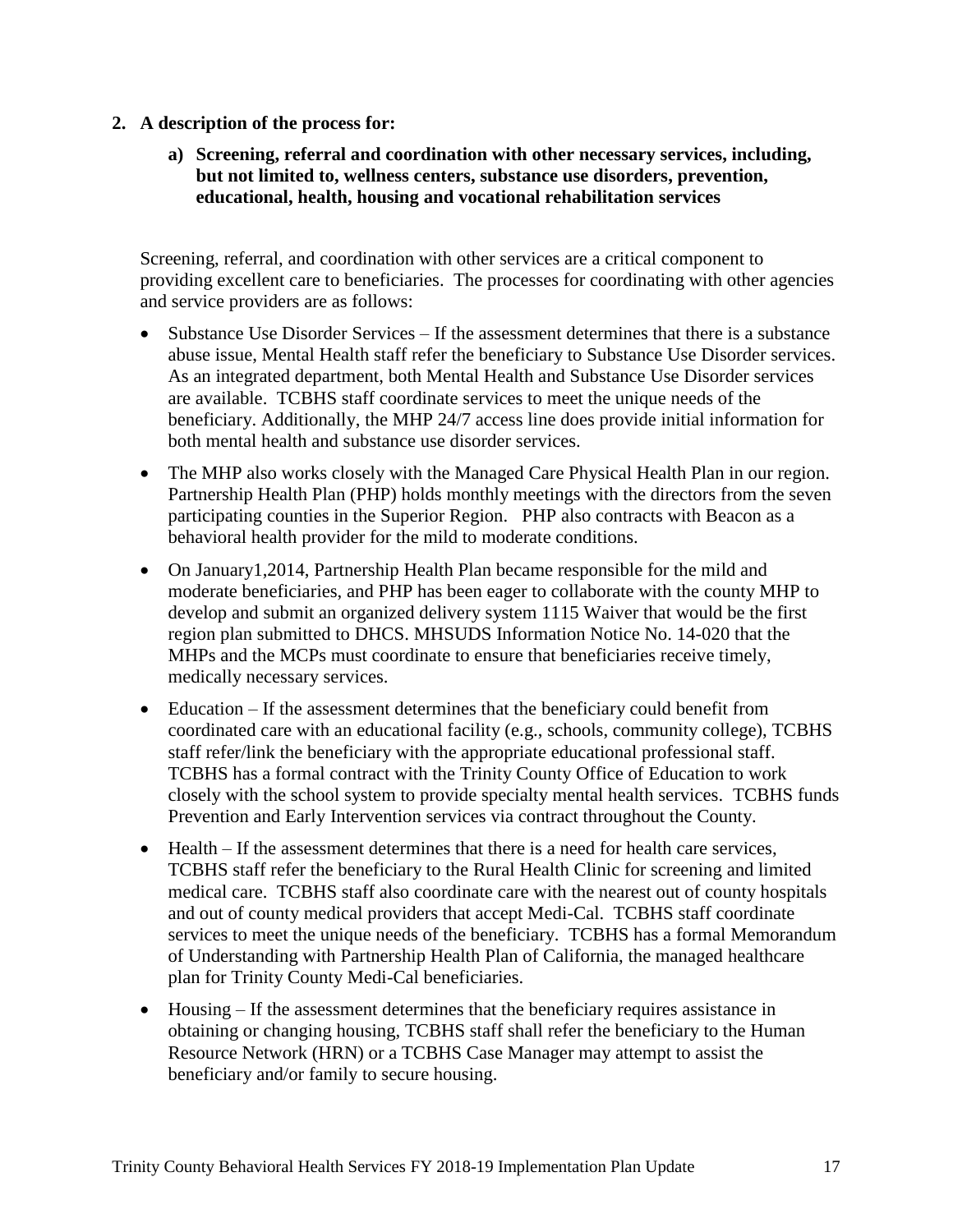**2. A description of the process for:**

**a) Screening, referral and coordination with other necessary services, including, but not limited to, wellness centers, substance use disorders, prevention, educational, health, housing and vocational rehabilitation services**

Screening, referral, and coordination with other services are a critical component to providing excellent care to beneficiaries. The processes for coordinating with other agencies and service providers are as follows:

- Substance Use Disorder Services – If the assessment determines that there is a substance abuse issue, Mental Health staff refer the beneficiary to Substance Use Disorder services. As an integrated department, both Mental Health and Substance Use Disorder services are available. TCBHS staff coordinate services to meet the unique needs of the beneficiary. Additionally, the MHP 24/7 access line does provide initial information for both mental health and substance use disorder services.
- The MHP also works closely with the Managed Care Physical Health Plan in our region. Partnership Health Plan (PHP) holds monthly meetings with the directors from the seven participating counties in the Superior Region. PHP also contracts with Beacon as a behavioral health provider for the mild to moderate conditions.
- On January1,2014, Partnership Health Plan became responsible for the mild and moderate beneficiaries, and PHP has been eager to collaborate with the county MHP to develop and submit an organized delivery system 1115 Waiver that would be the first region plan submitted to DHCS. MHSUDS Information Notice No. 14-020 that the MHPs and the MCPs must coordinate to ensure that beneficiaries receive timely, medically necessary services.
- Education – If the assessment determines that the beneficiary could benefit from coordinated care with an educational facility (e.g., schools, community college), TCBHS staff refer/link the beneficiary with the appropriate educational professional staff. TCBHS has a formal contract with the Trinity County Office of Education to work closely with the school system to provide specialty mental health services. TCBHS funds Prevention and Early Intervention services via contract throughout the County.
- Health – If the assessment determines that there is a need for health care services, TCBHS staff refer the beneficiary to the Rural Health Clinic for screening and limited medical care. TCBHS staff also coordinate care with the nearest out of county hospitals and out of county medical providers that accept Medi-Cal. TCBHS staff coordinate services to meet the unique needs of the beneficiary. TCBHS has a formal Memorandum of Understanding with Partnership Health Plan of California, the managed healthcare plan for Trinity County Medi-Cal beneficiaries.
- Housing – If the assessment determines that the beneficiary requires assistance in obtaining or changing housing, TCBHS staff shall refer the beneficiary to the Human Resource Network (HRN) or a TCBHS Case Manager may attempt to assist the beneficiary and/or family to secure housing.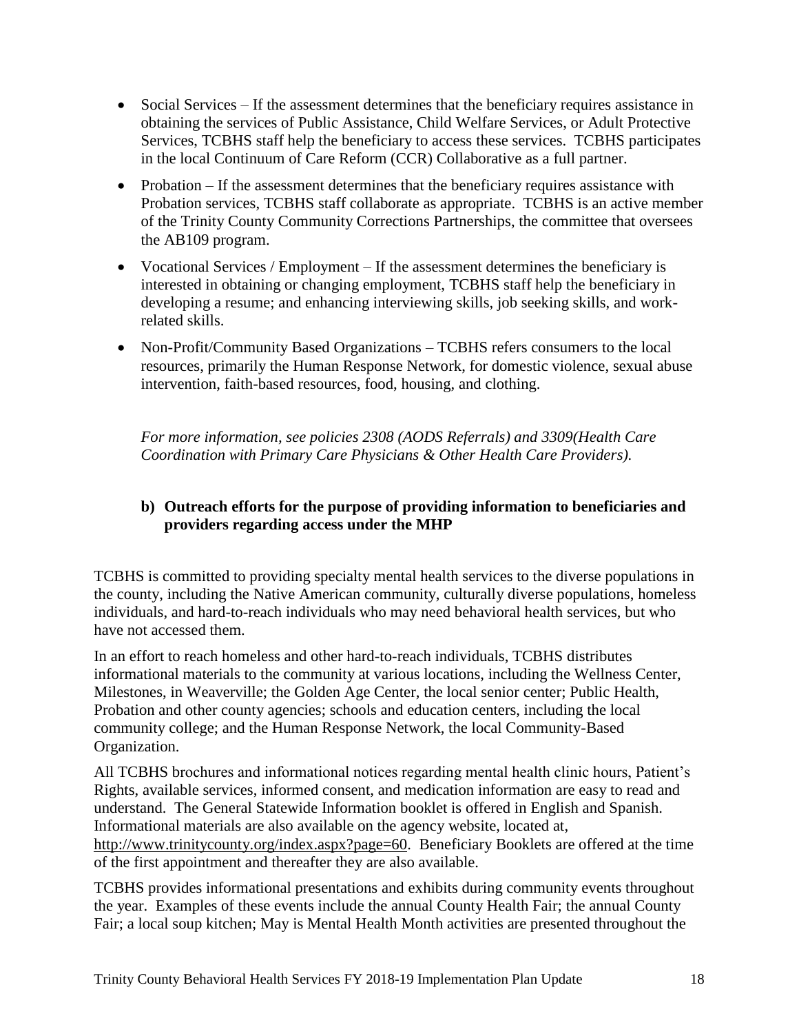- Social Services – If the assessment determines that the beneficiary requires assistance in obtaining the services of Public Assistance, Child Welfare Services, or Adult Protective Services, TCBHS staff help the beneficiary to access these services. TCBHS participates in the local Continuum of Care Reform (CCR) Collaborative as a full partner.
- Probation – If the assessment determines that the beneficiary requires assistance with Probation services, TCBHS staff collaborate as appropriate. TCBHS is an active member of the Trinity County Community Corrections Partnerships, the committee that oversees the AB109 program.
- Vocational Services / Employment – If the assessment determines the beneficiary is interested in obtaining or changing employment, TCBHS staff help the beneficiary in developing a resume; and enhancing interviewing skills, job seeking skills, and work-related skills.
- Non-Profit/Community Based Organizations – TCBHS refers consumers to the local resources, primarily the Human Response Network, for domestic violence, sexual abuse intervention, faith-based resources, food, housing, and clothing.

*For more information, see policies 2308 (AODS Referrals) and 3309(Health Care Coordination with Primary Care Physicians & Other Health Care Providers).*

**b) Outreach efforts for the purpose of providing information to beneficiaries and providers regarding access under the MHP**

TCBHS is committed to providing specialty mental health services to the diverse populations in the county, including the Native American community, culturally diverse populations, homeless individuals, and hard-to-reach individuals who may need behavioral health services, but who have not accessed them.

In an effort to reach homeless and other hard-to-reach individuals, TCBHS distributes informational materials to the community at various locations, including the Wellness Center, Milestones, in Weaverville; the Golden Age Center, the local senior center; Public Health, Probation and other county agencies; schools and education centers, including the local community college; and the Human Response Network, the local Community-Based Organization.

All TCBHS brochures and informational notices regarding mental health clinic hours, Patient's Rights, available services, informed consent, and medication information are easy to read and understand. The General Statewide Information booklet is offered in English and Spanish. Informational materials are also available on the agency website, located at, http://www.trinitycounty.org/index.aspx?page=60. Beneficiary Booklets are offered at the time of the first appointment and thereafter they are also available.

TCBHS provides informational presentations and exhibits during community events throughout the year. Examples of these events include the annual County Health Fair; the annual County Fair; a local soup kitchen; May is Mental Health Month activities are presented throughout the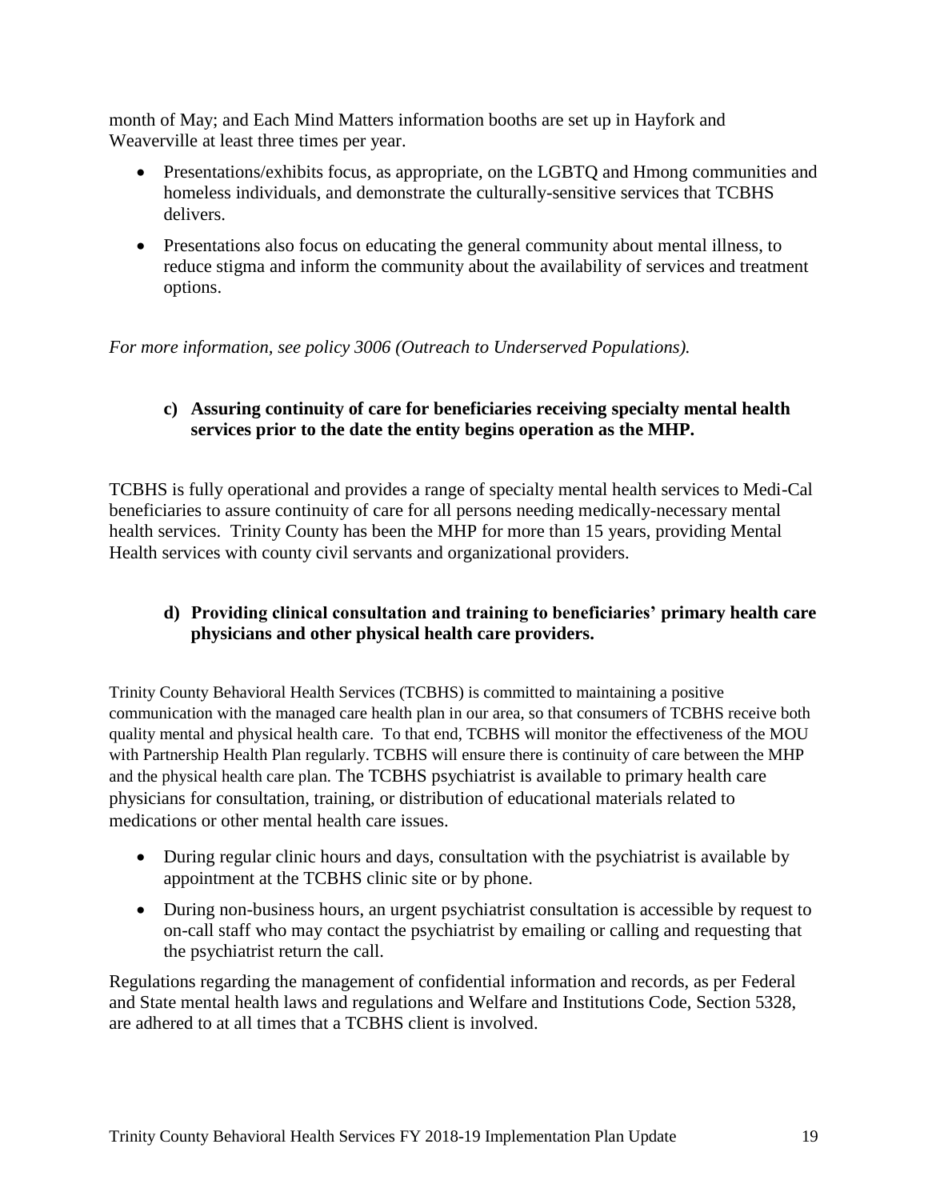month of May; and Each Mind Matters information booths are set up in Hayfork and Weaverville at least three times per year.

- Presentations/exhibits focus, as appropriate, on the LGBTQ and Hmong communities and homeless individuals, and demonstrate the culturally-sensitive services that TCBHS delivers.
- Presentations also focus on educating the general community about mental illness, to reduce stigma and inform the community about the availability of services and treatment options.

*For more information, see policy 3006 (Outreach to Underserved Populations).*

**c) Assuring continuity of care for beneficiaries receiving specialty mental health services prior to the date the entity begins operation as the MHP.**

TCBHS is fully operational and provides a range of specialty mental health services to Medi-Cal beneficiaries to assure continuity of care for all persons needing medically-necessary mental health services. Trinity County has been the MHP for more than 15 years, providing Mental Health services with county civil servants and organizational providers.

**d) Providing clinical consultation and training to beneficiaries' primary health care physicians and other physical health care providers.**

Trinity County Behavioral Health Services (TCBHS) is committed to maintaining a positive communication with the managed care health plan in our area, so that consumers of TCBHS receive both quality mental and physical health care. To that end, TCBHS will monitor the effectiveness of the MOU with Partnership Health Plan regularly. TCBHS will ensure there is continuity of care between the MHP and the physical health care plan. The TCBHS psychiatrist is available to primary health care physicians for consultation, training, or distribution of educational materials related to medications or other mental health care issues.

- During regular clinic hours and days, consultation with the psychiatrist is available by appointment at the TCBHS clinic site or by phone.
- During non-business hours, an urgent psychiatrist consultation is accessible by request to on-call staff who may contact the psychiatrist by emailing or calling and requesting that the psychiatrist return the call.

Regulations regarding the management of confidential information and records, as per Federal and State mental health laws and regulations and Welfare and Institutions Code, Section 5328, are adhered to at all times that a TCBHS client is involved.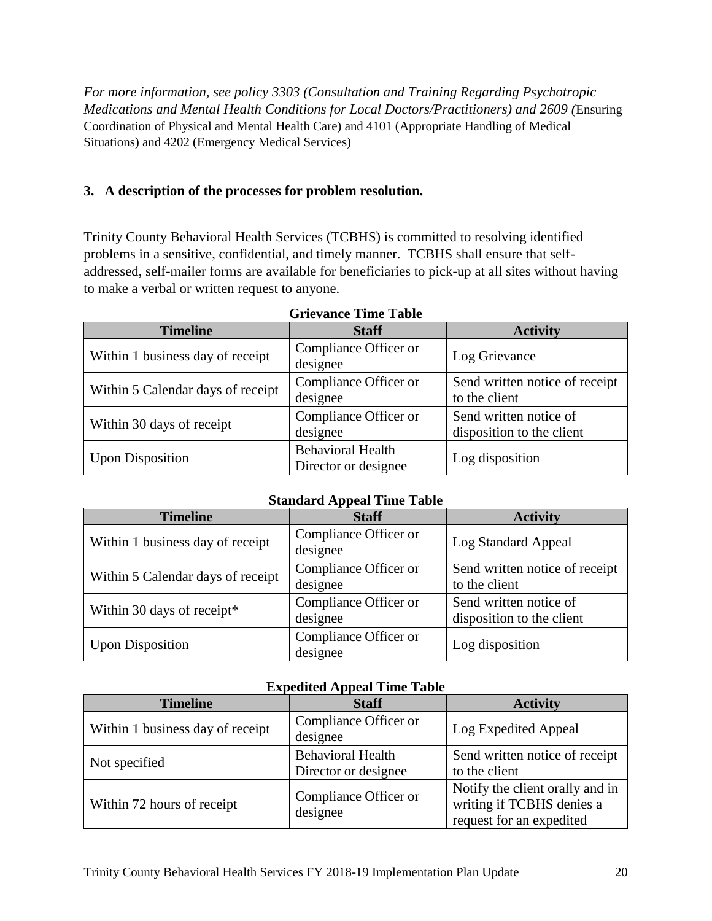*For more information, see policy 3303 (Consultation and Training Regarding Psychotropic Medications and Mental Health Conditions for Local Doctors/Practitioners) and 2609 (*Ensuring Coordination of Physical and Mental Health Care) and 4101 (Appropriate Handling of Medical Situations) and 4202 (Emergency Medical Services)

**3. A description of the processes for problem resolution.**

Trinity County Behavioral Health Services (TCBHS) is committed to resolving identified problems in a sensitive, confidential, and timely manner. TCBHS shall ensure that self-addressed, self-mailer forms are available for beneficiaries to pick-up at all sites without having to make a verbal or written request to anyone.

**Grievance Time Table**

| Timeline | Staff | Activity |
|---|---|---|
| Within 1 business day of receipt | Compliance Officer or designee | Log Grievance |
| Within 5 Calendar days of receipt | Compliance Officer or designee | Send written notice of receipt to the client |
| Within 30 days of receipt | Compliance Officer or designee | Send written notice of disposition to the client |
| Upon Disposition | Behavioral Health Director or designee | Log disposition |

**Standard Appeal Time Table**

| Timeline | Staff | Activity |
|---|---|---|
| Within 1 business day of receipt | Compliance Officer or designee | Log Standard Appeal |
| Within 5 Calendar days of receipt | Compliance Officer or designee | Send written notice of receipt to the client |
| Within 30 days of receipt* | Compliance Officer or designee | Send written notice of disposition to the client |
| Upon Disposition | Compliance Officer or designee | Log disposition |

**Expedited Appeal Time Table**

| Timeline | Staff | Activity |
|---|---|---|
| Within 1 business day of receipt | Compliance Officer or designee | Log Expedited Appeal |
| Not specified | Behavioral Health Director or designee | Send written notice of receipt to the client |
| Within 72 hours of receipt | Compliance Officer or designee | Notify the client orally and in writing if TCBHS denies a request for an expedited |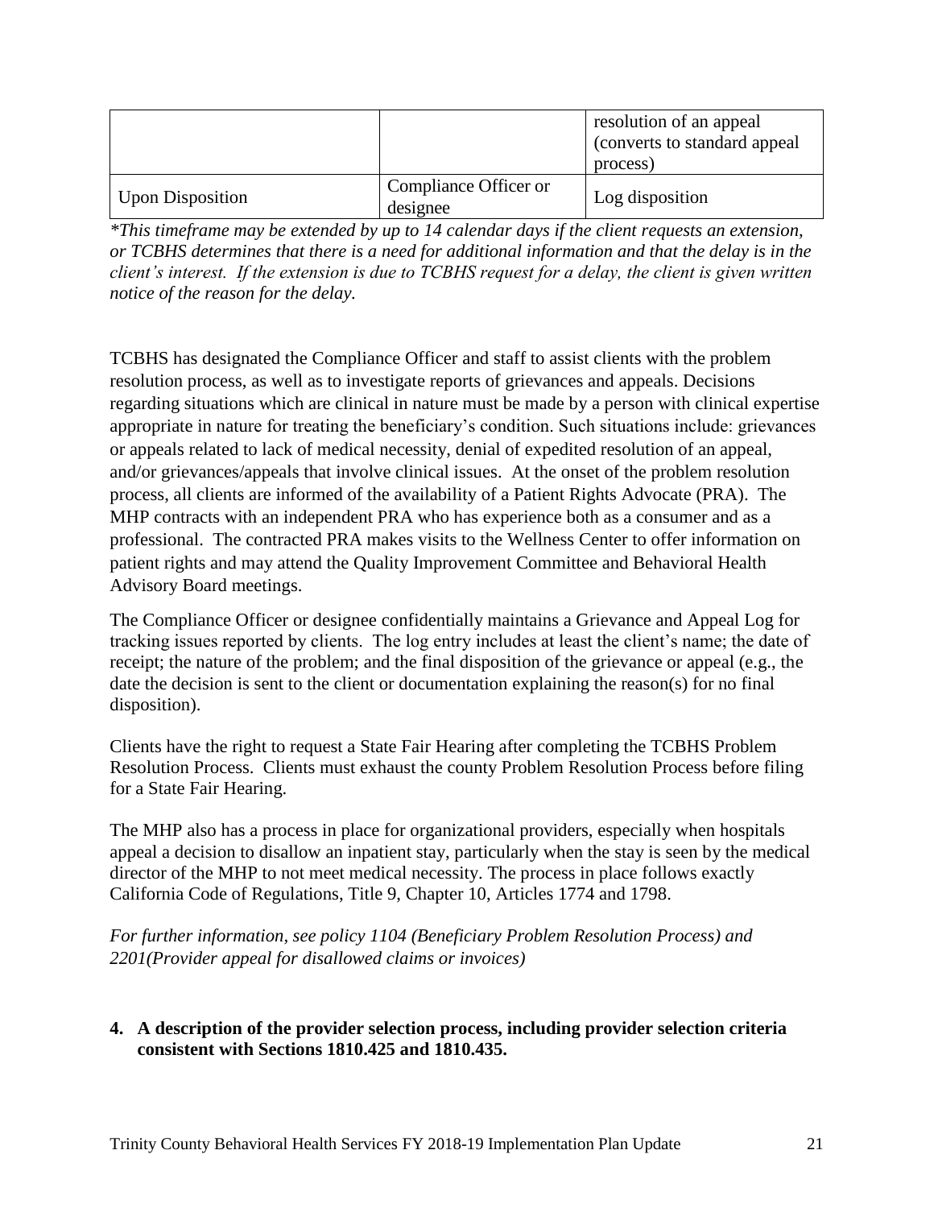| | | |
|---|---|---|
| | | resolution of an appeal (converts to standard appeal process) |
| Upon Disposition | Compliance Officer or designee | Log disposition |

*\*This timeframe may be extended by up to 14 calendar days if the client requests an extension, or TCBHS determines that there is a need for additional information and that the delay is in the client's interest. If the extension is due to TCBHS request for a delay, the client is given written notice of the reason for the delay.*

TCBHS has designated the Compliance Officer and staff to assist clients with the problem resolution process, as well as to investigate reports of grievances and appeals. Decisions regarding situations which are clinical in nature must be made by a person with clinical expertise appropriate in nature for treating the beneficiary's condition. Such situations include: grievances or appeals related to lack of medical necessity, denial of expedited resolution of an appeal, and/or grievances/appeals that involve clinical issues. At the onset of the problem resolution process, all clients are informed of the availability of a Patient Rights Advocate (PRA). The MHP contracts with an independent PRA who has experience both as a consumer and as a professional. The contracted PRA makes visits to the Wellness Center to offer information on patient rights and may attend the Quality Improvement Committee and Behavioral Health Advisory Board meetings.

The Compliance Officer or designee confidentially maintains a Grievance and Appeal Log for tracking issues reported by clients. The log entry includes at least the client's name; the date of receipt; the nature of the problem; and the final disposition of the grievance or appeal (e.g., the date the decision is sent to the client or documentation explaining the reason(s) for no final disposition).

Clients have the right to request a State Fair Hearing after completing the TCBHS Problem Resolution Process. Clients must exhaust the county Problem Resolution Process before filing for a State Fair Hearing.

The MHP also has a process in place for organizational providers, especially when hospitals appeal a decision to disallow an inpatient stay, particularly when the stay is seen by the medical director of the MHP to not meet medical necessity. The process in place follows exactly California Code of Regulations, Title 9, Chapter 10, Articles 1774 and 1798.

*For further information, see policy 1104 (Beneficiary Problem Resolution Process) and 2201(Provider appeal for disallowed claims or invoices)*

**4. A description of the provider selection process, including provider selection criteria consistent with Sections 1810.425 and 1810.435.**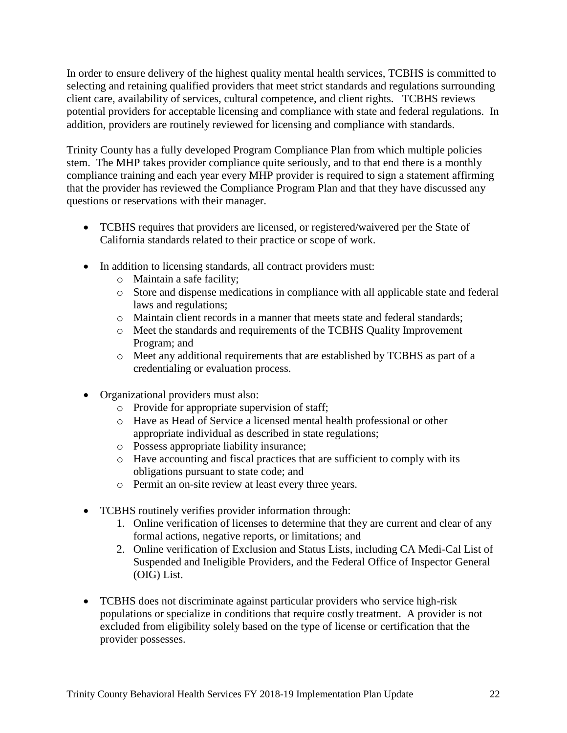In order to ensure delivery of the highest quality mental health services, TCBHS is committed to selecting and retaining qualified providers that meet strict standards and regulations surrounding client care, availability of services, cultural competence, and client rights. TCBHS reviews potential providers for acceptable licensing and compliance with state and federal regulations. In addition, providers are routinely reviewed for licensing and compliance with standards.

Trinity County has a fully developed Program Compliance Plan from which multiple policies stem. The MHP takes provider compliance quite seriously, and to that end there is a monthly compliance training and each year every MHP provider is required to sign a statement affirming that the provider has reviewed the Compliance Program Plan and that they have discussed any questions or reservations with their manager.

- TCBHS requires that providers are licensed, or registered/waivered per the State of California standards related to their practice or scope of work.

- In addition to licensing standards, all contract providers must:
  - Maintain a safe facility;
  - Store and dispense medications in compliance with all applicable state and federal laws and regulations;
  - Maintain client records in a manner that meets state and federal standards;
  - Meet the standards and requirements of the TCBHS Quality Improvement Program; and
  - Meet any additional requirements that are established by TCBHS as part of a credentialing or evaluation process.

- Organizational providers must also:
  - Provide for appropriate supervision of staff;
  - Have as Head of Service a licensed mental health professional or other appropriate individual as described in state regulations;
  - Possess appropriate liability insurance;
  - Have accounting and fiscal practices that are sufficient to comply with its obligations pursuant to state code; and
  - Permit an on-site review at least every three years.

- TCBHS routinely verifies provider information through:
  1. Online verification of licenses to determine that they are current and clear of any formal actions, negative reports, or limitations; and
  2. Online verification of Exclusion and Status Lists, including CA Medi-Cal List of Suspended and Ineligible Providers, and the Federal Office of Inspector General (OIG) List.

- TCBHS does not discriminate against particular providers who service high-risk populations or specialize in conditions that require costly treatment. A provider is not excluded from eligibility solely based on the type of license or certification that the provider possesses.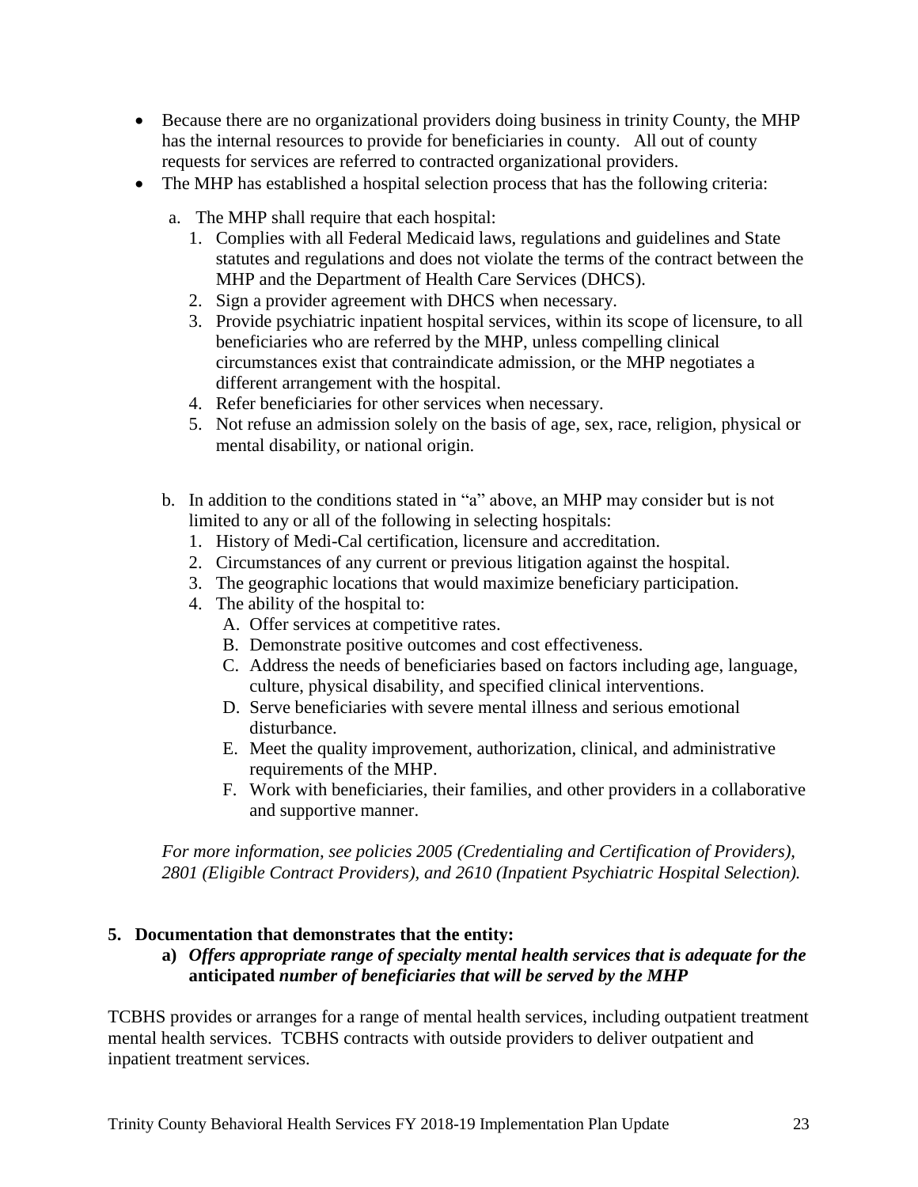- Because there are no organizational providers doing business in trinity County, the MHP has the internal resources to provide for beneficiaries in county. All out of county requests for services are referred to contracted organizational providers.
- The MHP has established a hospital selection process that has the following criteria:

  a. The MHP shall require that each hospital:
     1. Complies with all Federal Medicaid laws, regulations and guidelines and State statutes and regulations and does not violate the terms of the contract between the MHP and the Department of Health Care Services (DHCS).
     2. Sign a provider agreement with DHCS when necessary.
     3. Provide psychiatric inpatient hospital services, within its scope of licensure, to all beneficiaries who are referred by the MHP, unless compelling clinical circumstances exist that contraindicate admission, or the MHP negotiates a different arrangement with the hospital.
     4. Refer beneficiaries for other services when necessary.
     5. Not refuse an admission solely on the basis of age, sex, race, religion, physical or mental disability, or national origin.

  b. In addition to the conditions stated in "a" above, an MHP may consider but is not limited to any or all of the following in selecting hospitals:
     1. History of Medi-Cal certification, licensure and accreditation.
     2. Circumstances of any current or previous litigation against the hospital.
     3. The geographic locations that would maximize beneficiary participation.
     4. The ability of the hospital to:
        - A. Offer services at competitive rates.
        - B. Demonstrate positive outcomes and cost effectiveness.
        - C. Address the needs of beneficiaries based on factors including age, language, culture, physical disability, and specified clinical interventions.
        - D. Serve beneficiaries with severe mental illness and serious emotional disturbance.
        - E. Meet the quality improvement, authorization, clinical, and administrative requirements of the MHP.
        - F. Work with beneficiaries, their families, and other providers in a collaborative and supportive manner.

  *For more information, see policies 2005 (Credentialing and Certification of Providers), 2801 (Eligible Contract Providers), and 2610 (Inpatient Psychiatric Hospital Selection).*

**5. Documentation that demonstrates that the entity:**

**a)** ***Offers appropriate range of specialty mental health services that is adequate for the*** **anticipated** ***number of beneficiaries that will be served by the MHP***

TCBHS provides or arranges for a range of mental health services, including outpatient treatment mental health services. TCBHS contracts with outside providers to deliver outpatient and inpatient treatment services.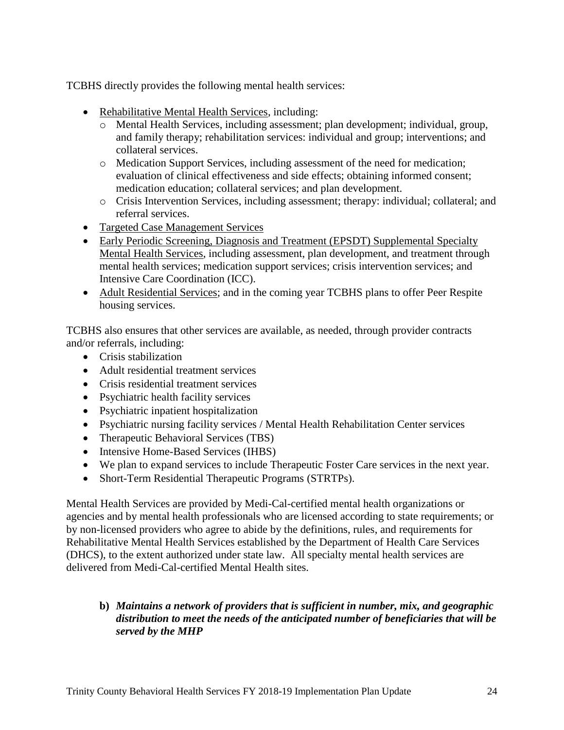TCBHS directly provides the following mental health services:

- Rehabilitative Mental Health Services, including:
  - Mental Health Services, including assessment; plan development; individual, group, and family therapy; rehabilitation services: individual and group; interventions; and collateral services.
  - Medication Support Services, including assessment of the need for medication; evaluation of clinical effectiveness and side effects; obtaining informed consent; medication education; collateral services; and plan development.
  - Crisis Intervention Services, including assessment; therapy: individual; collateral; and referral services.
- Targeted Case Management Services
- Early Periodic Screening, Diagnosis and Treatment (EPSDT) Supplemental Specialty Mental Health Services, including assessment, plan development, and treatment through mental health services; medication support services; crisis intervention services; and Intensive Care Coordination (ICC).
- Adult Residential Services; and in the coming year TCBHS plans to offer Peer Respite housing services.

TCBHS also ensures that other services are available, as needed, through provider contracts and/or referrals, including:

- Crisis stabilization
- Adult residential treatment services
- Crisis residential treatment services
- Psychiatric health facility services
- Psychiatric inpatient hospitalization
- Psychiatric nursing facility services / Mental Health Rehabilitation Center services
- Therapeutic Behavioral Services (TBS)
- Intensive Home-Based Services (IHBS)
- We plan to expand services to include Therapeutic Foster Care services in the next year.
- Short-Term Residential Therapeutic Programs (STRTPs).

Mental Health Services are provided by Medi-Cal-certified mental health organizations or agencies and by mental health professionals who are licensed according to state requirements; or by non-licensed providers who agree to abide by the definitions, rules, and requirements for Rehabilitative Mental Health Services established by the Department of Health Care Services (DHCS), to the extent authorized under state law. All specialty mental health services are delivered from Medi-Cal-certified Mental Health sites.

**b)** ***Maintains a network of providers that is sufficient in number, mix, and geographic distribution to meet the needs of the anticipated number of beneficiaries that will be served by the MHP***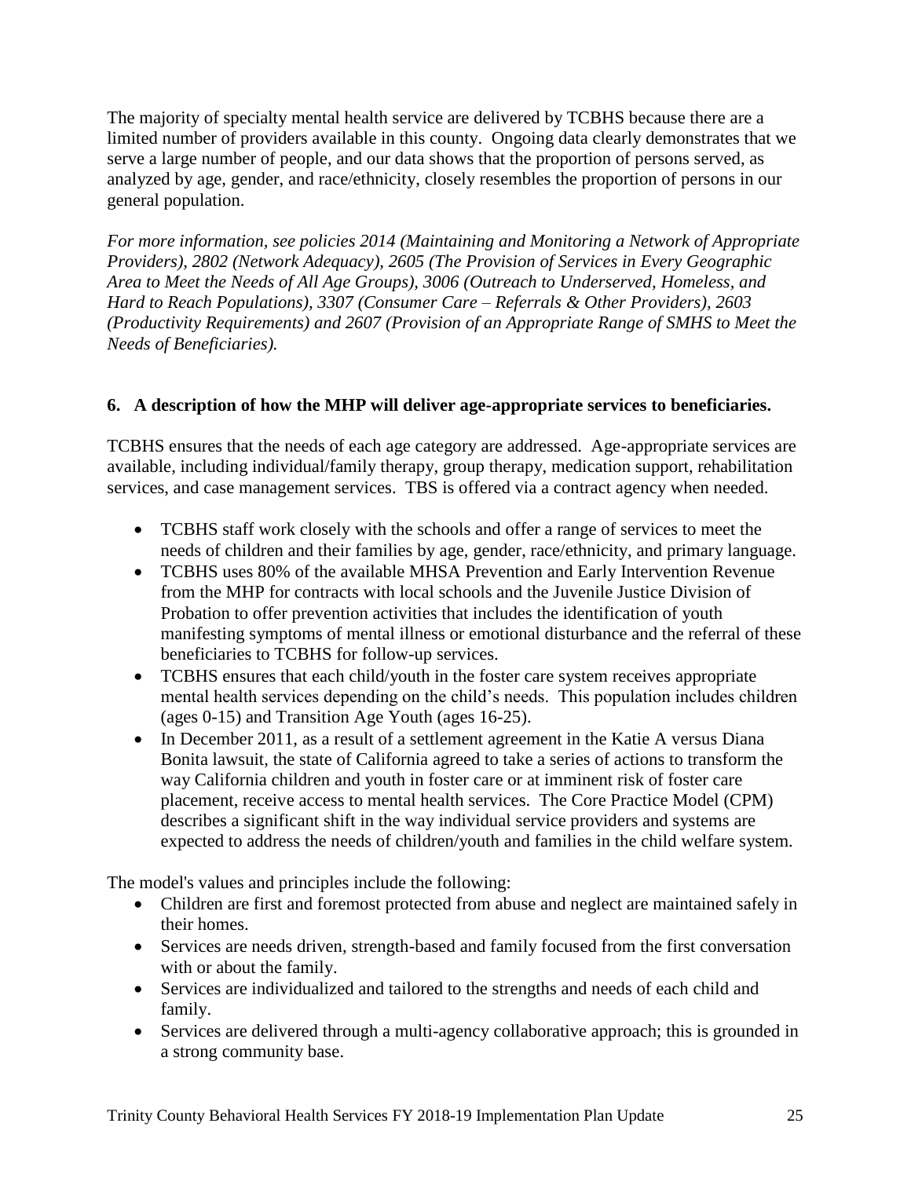The majority of specialty mental health service are delivered by TCBHS because there are a limited number of providers available in this county. Ongoing data clearly demonstrates that we serve a large number of people, and our data shows that the proportion of persons served, as analyzed by age, gender, and race/ethnicity, closely resembles the proportion of persons in our general population.

*For more information, see policies 2014 (Maintaining and Monitoring a Network of Appropriate Providers), 2802 (Network Adequacy), 2605 (The Provision of Services in Every Geographic Area to Meet the Needs of All Age Groups), 3006 (Outreach to Underserved, Homeless, and Hard to Reach Populations), 3307 (Consumer Care – Referrals & Other Providers), 2603 (Productivity Requirements) and 2607 (Provision of an Appropriate Range of SMHS to Meet the Needs of Beneficiaries).*

**6. A description of how the MHP will deliver age-appropriate services to beneficiaries.**

TCBHS ensures that the needs of each age category are addressed. Age-appropriate services are available, including individual/family therapy, group therapy, medication support, rehabilitation services, and case management services. TBS is offered via a contract agency when needed.

- TCBHS staff work closely with the schools and offer a range of services to meet the needs of children and their families by age, gender, race/ethnicity, and primary language.
- TCBHS uses 80% of the available MHSA Prevention and Early Intervention Revenue from the MHP for contracts with local schools and the Juvenile Justice Division of Probation to offer prevention activities that includes the identification of youth manifesting symptoms of mental illness or emotional disturbance and the referral of these beneficiaries to TCBHS for follow-up services.
- TCBHS ensures that each child/youth in the foster care system receives appropriate mental health services depending on the child's needs. This population includes children (ages 0-15) and Transition Age Youth (ages 16-25).
- In December 2011, as a result of a settlement agreement in the Katie A versus Diana Bonita lawsuit, the state of California agreed to take a series of actions to transform the way California children and youth in foster care or at imminent risk of foster care placement, receive access to mental health services. The Core Practice Model (CPM) describes a significant shift in the way individual service providers and systems are expected to address the needs of children/youth and families in the child welfare system.

The model's values and principles include the following:

- Children are first and foremost protected from abuse and neglect are maintained safely in their homes.
- Services are needs driven, strength-based and family focused from the first conversation with or about the family.
- Services are individualized and tailored to the strengths and needs of each child and family.
- Services are delivered through a multi-agency collaborative approach; this is grounded in a strong community base.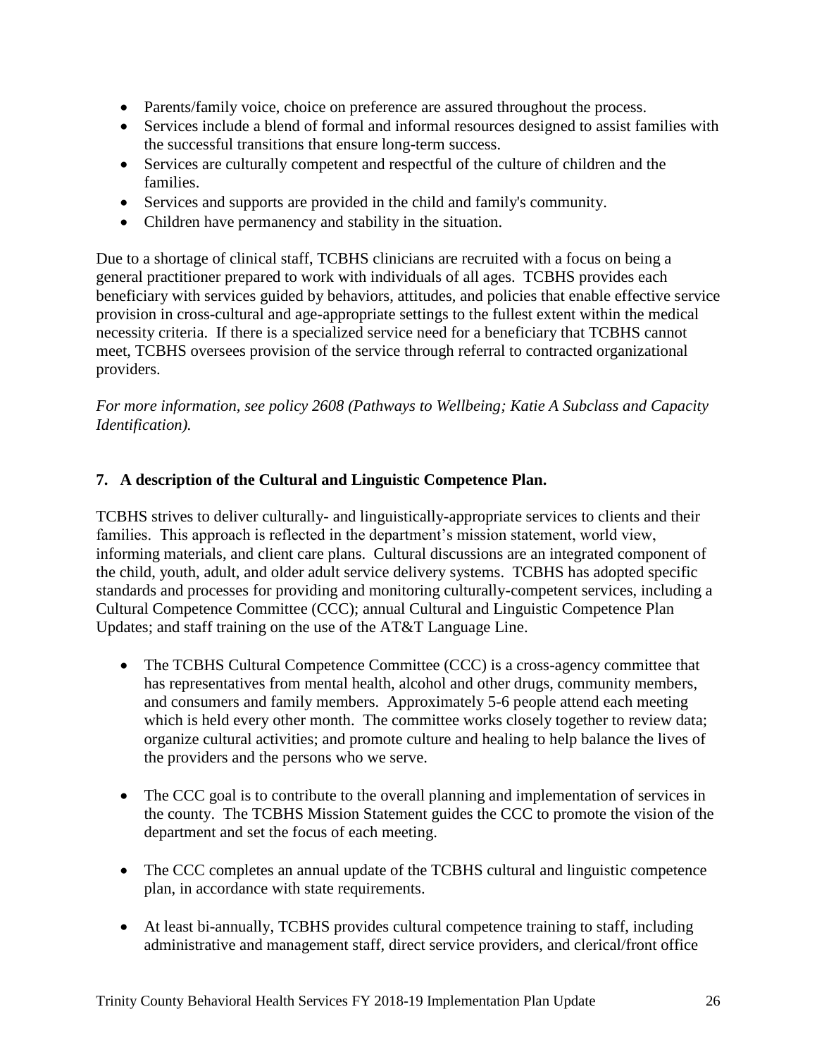- Parents/family voice, choice on preference are assured throughout the process.
- Services include a blend of formal and informal resources designed to assist families with the successful transitions that ensure long-term success.
- Services are culturally competent and respectful of the culture of children and the families.
- Services and supports are provided in the child and family's community.
- Children have permanency and stability in the situation.

Due to a shortage of clinical staff, TCBHS clinicians are recruited with a focus on being a general practitioner prepared to work with individuals of all ages. TCBHS provides each beneficiary with services guided by behaviors, attitudes, and policies that enable effective service provision in cross-cultural and age-appropriate settings to the fullest extent within the medical necessity criteria. If there is a specialized service need for a beneficiary that TCBHS cannot meet, TCBHS oversees provision of the service through referral to contracted organizational providers.

*For more information, see policy 2608 (Pathways to Wellbeing; Katie A Subclass and Capacity Identification).*

### 7. A description of the Cultural and Linguistic Competence Plan.

TCBHS strives to deliver culturally- and linguistically-appropriate services to clients and their families. This approach is reflected in the department's mission statement, world view, informing materials, and client care plans. Cultural discussions are an integrated component of the child, youth, adult, and older adult service delivery systems. TCBHS has adopted specific standards and processes for providing and monitoring culturally-competent services, including a Cultural Competence Committee (CCC); annual Cultural and Linguistic Competence Plan Updates; and staff training on the use of the AT&T Language Line.

- The TCBHS Cultural Competence Committee (CCC) is a cross-agency committee that has representatives from mental health, alcohol and other drugs, community members, and consumers and family members. Approximately 5-6 people attend each meeting which is held every other month. The committee works closely together to review data; organize cultural activities; and promote culture and healing to help balance the lives of the providers and the persons who we serve.

- The CCC goal is to contribute to the overall planning and implementation of services in the county. The TCBHS Mission Statement guides the CCC to promote the vision of the department and set the focus of each meeting.

- The CCC completes an annual update of the TCBHS cultural and linguistic competence plan, in accordance with state requirements.

- At least bi-annually, TCBHS provides cultural competence training to staff, including administrative and management staff, direct service providers, and clerical/front office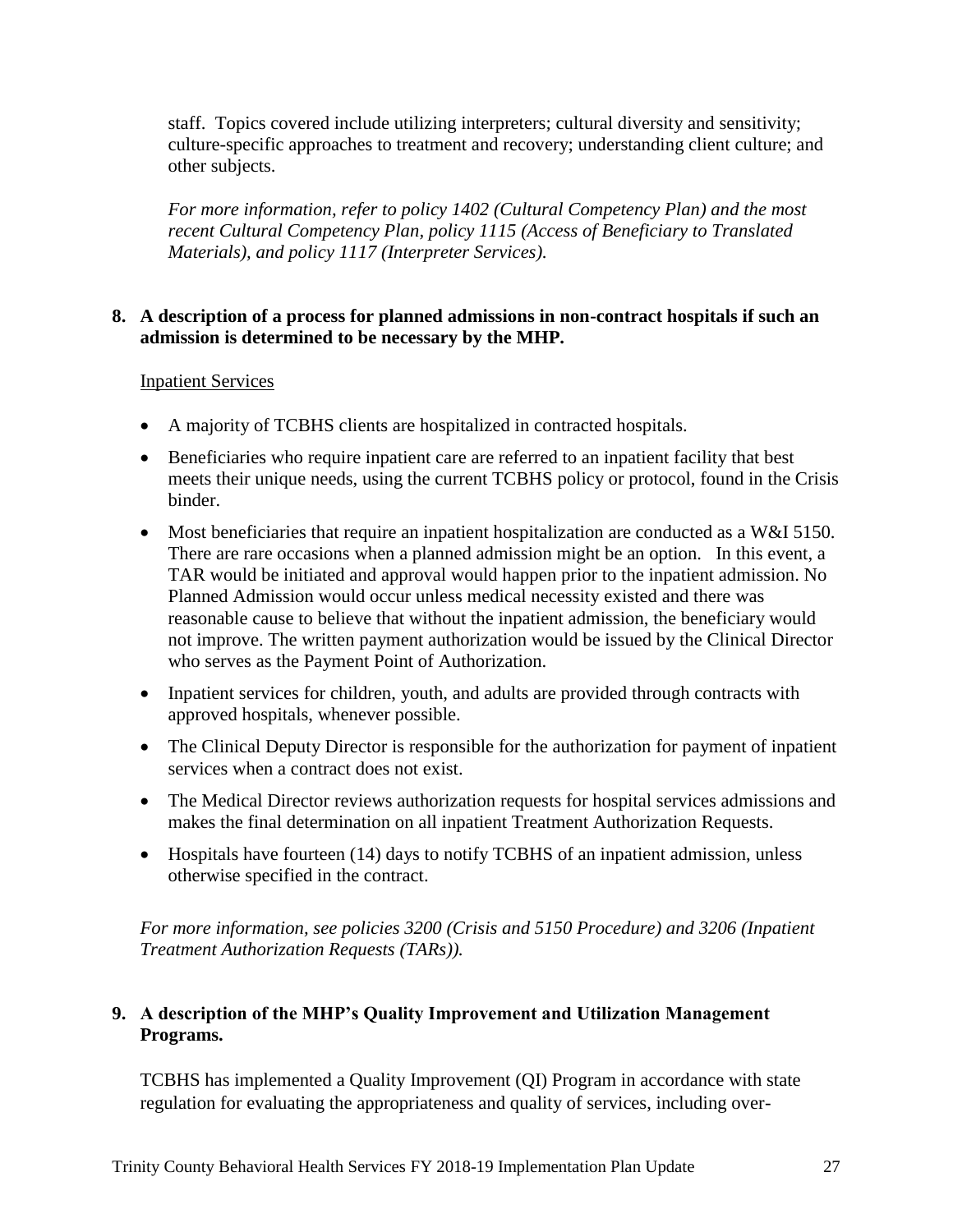staff. Topics covered include utilizing interpreters; cultural diversity and sensitivity; culture-specific approaches to treatment and recovery; understanding client culture; and other subjects.

*For more information, refer to policy 1402 (Cultural Competency Plan) and the most recent Cultural Competency Plan, policy 1115 (Access of Beneficiary to Translated Materials), and policy 1117 (Interpreter Services).*

**8. A description of a process for planned admissions in non-contract hospitals if such an admission is determined to be necessary by the MHP.**

Inpatient Services

- A majority of TCBHS clients are hospitalized in contracted hospitals.
- Beneficiaries who require inpatient care are referred to an inpatient facility that best meets their unique needs, using the current TCBHS policy or protocol, found in the Crisis binder.
- Most beneficiaries that require an inpatient hospitalization are conducted as a W&I 5150. There are rare occasions when a planned admission might be an option. In this event, a TAR would be initiated and approval would happen prior to the inpatient admission. No Planned Admission would occur unless medical necessity existed and there was reasonable cause to believe that without the inpatient admission, the beneficiary would not improve. The written payment authorization would be issued by the Clinical Director who serves as the Payment Point of Authorization.
- Inpatient services for children, youth, and adults are provided through contracts with approved hospitals, whenever possible.
- The Clinical Deputy Director is responsible for the authorization for payment of inpatient services when a contract does not exist.
- The Medical Director reviews authorization requests for hospital services admissions and makes the final determination on all inpatient Treatment Authorization Requests.
- Hospitals have fourteen (14) days to notify TCBHS of an inpatient admission, unless otherwise specified in the contract.

*For more information, see policies 3200 (Crisis and 5150 Procedure) and 3206 (Inpatient Treatment Authorization Requests (TARs)).*

**9. A description of the MHP's Quality Improvement and Utilization Management Programs.**

TCBHS has implemented a Quality Improvement (QI) Program in accordance with state regulation for evaluating the appropriateness and quality of services, including over-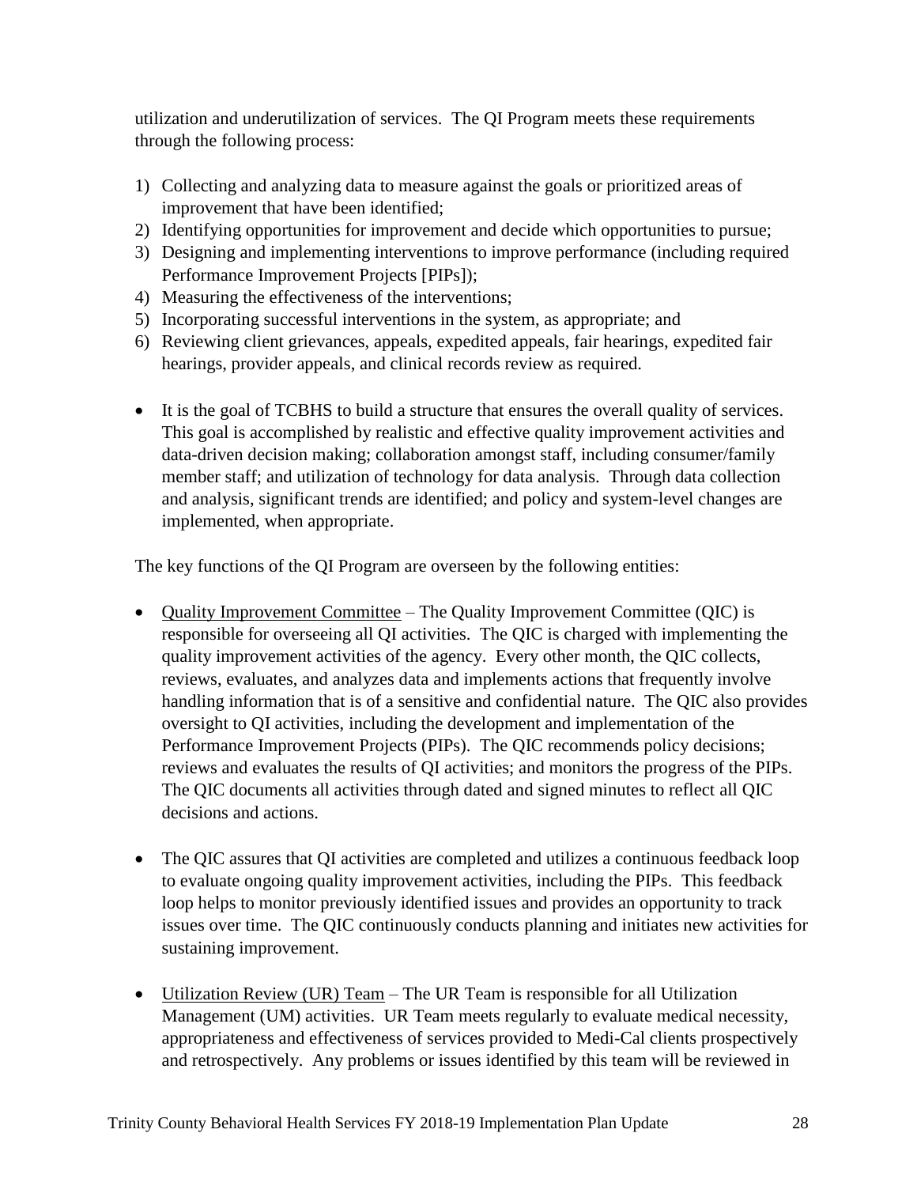utilization and underutilization of services. The QI Program meets these requirements through the following process:

1) Collecting and analyzing data to measure against the goals or prioritized areas of improvement that have been identified;
2) Identifying opportunities for improvement and decide which opportunities to pursue;
3) Designing and implementing interventions to improve performance (including required Performance Improvement Projects [PIPs]);
4) Measuring the effectiveness of the interventions;
5) Incorporating successful interventions in the system, as appropriate; and
6) Reviewing client grievances, appeals, expedited appeals, fair hearings, expedited fair hearings, provider appeals, and clinical records review as required.

- It is the goal of TCBHS to build a structure that ensures the overall quality of services. This goal is accomplished by realistic and effective quality improvement activities and data-driven decision making; collaboration amongst staff, including consumer/family member staff; and utilization of technology for data analysis. Through data collection and analysis, significant trends are identified; and policy and system-level changes are implemented, when appropriate.

The key functions of the QI Program are overseen by the following entities:

- Quality Improvement Committee – The Quality Improvement Committee (QIC) is responsible for overseeing all QI activities. The QIC is charged with implementing the quality improvement activities of the agency. Every other month, the QIC collects, reviews, evaluates, and analyzes data and implements actions that frequently involve handling information that is of a sensitive and confidential nature. The QIC also provides oversight to QI activities, including the development and implementation of the Performance Improvement Projects (PIPs). The QIC recommends policy decisions; reviews and evaluates the results of QI activities; and monitors the progress of the PIPs. The QIC documents all activities through dated and signed minutes to reflect all QIC decisions and actions.

- The QIC assures that QI activities are completed and utilizes a continuous feedback loop to evaluate ongoing quality improvement activities, including the PIPs. This feedback loop helps to monitor previously identified issues and provides an opportunity to track issues over time. The QIC continuously conducts planning and initiates new activities for sustaining improvement.

- Utilization Review (UR) Team – The UR Team is responsible for all Utilization Management (UM) activities. UR Team meets regularly to evaluate medical necessity, appropriateness and effectiveness of services provided to Medi-Cal clients prospectively and retrospectively. Any problems or issues identified by this team will be reviewed in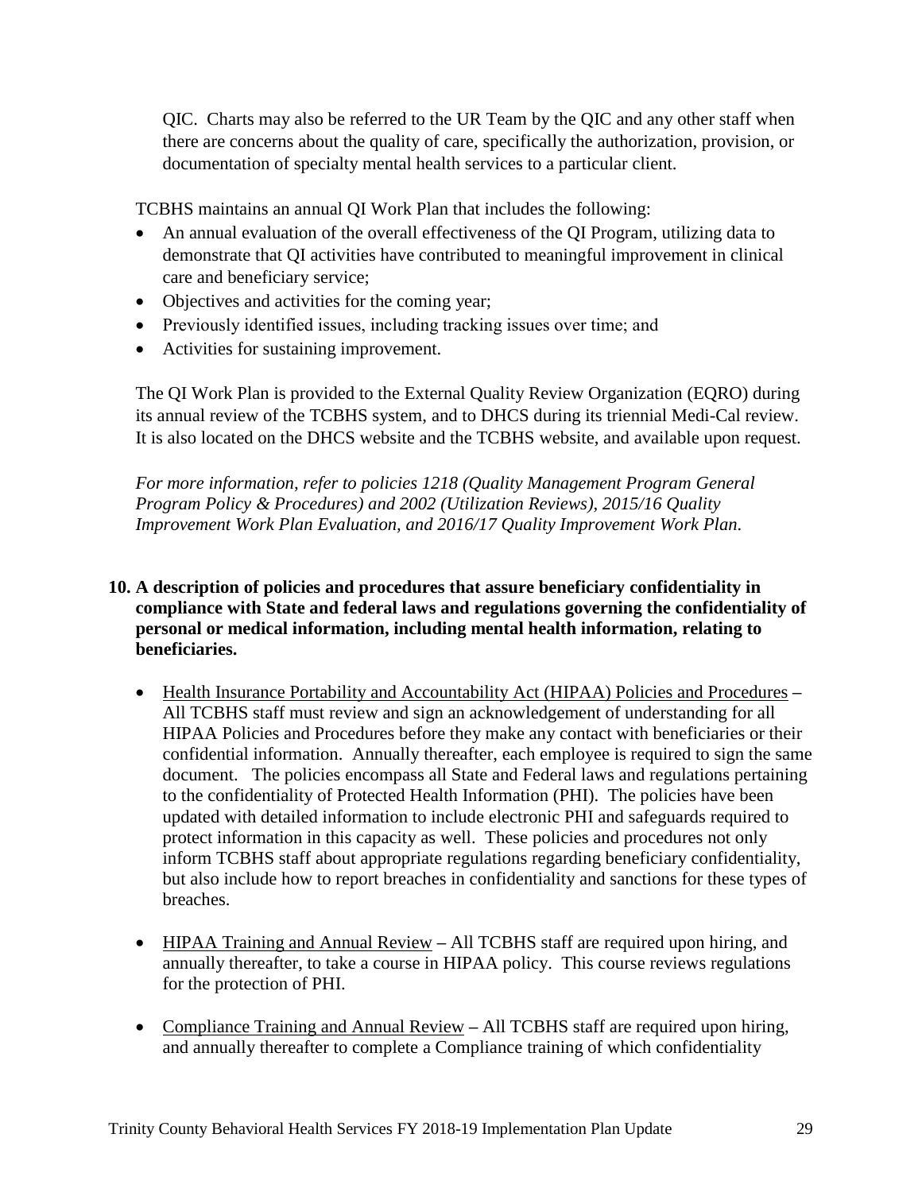QIC. Charts may also be referred to the UR Team by the QIC and any other staff when there are concerns about the quality of care, specifically the authorization, provision, or documentation of specialty mental health services to a particular client.

TCBHS maintains an annual QI Work Plan that includes the following:

- An annual evaluation of the overall effectiveness of the QI Program, utilizing data to demonstrate that QI activities have contributed to meaningful improvement in clinical care and beneficiary service;
- Objectives and activities for the coming year;
- Previously identified issues, including tracking issues over time; and
- Activities for sustaining improvement.

The QI Work Plan is provided to the External Quality Review Organization (EQRO) during its annual review of the TCBHS system, and to DHCS during its triennial Medi-Cal review. It is also located on the DHCS website and the TCBHS website, and available upon request.

*For more information, refer to policies 1218 (Quality Management Program General Program Policy & Procedures) and 2002 (Utilization Reviews), 2015/16 Quality Improvement Work Plan Evaluation, and 2016/17 Quality Improvement Work Plan.*

**10. A description of policies and procedures that assure beneficiary confidentiality in compliance with State and federal laws and regulations governing the confidentiality of personal or medical information, including mental health information, relating to beneficiaries.**

- Health Insurance Portability and Accountability Act (HIPAA) Policies and Procedures – All TCBHS staff must review and sign an acknowledgement of understanding for all HIPAA Policies and Procedures before they make any contact with beneficiaries or their confidential information. Annually thereafter, each employee is required to sign the same document. The policies encompass all State and Federal laws and regulations pertaining to the confidentiality of Protected Health Information (PHI). The policies have been updated with detailed information to include electronic PHI and safeguards required to protect information in this capacity as well. These policies and procedures not only inform TCBHS staff about appropriate regulations regarding beneficiary confidentiality, but also include how to report breaches in confidentiality and sanctions for these types of breaches.

- HIPAA Training and Annual Review – All TCBHS staff are required upon hiring, and annually thereafter, to take a course in HIPAA policy. This course reviews regulations for the protection of PHI.

- Compliance Training and Annual Review – All TCBHS staff are required upon hiring, and annually thereafter to complete a Compliance training of which confidentiality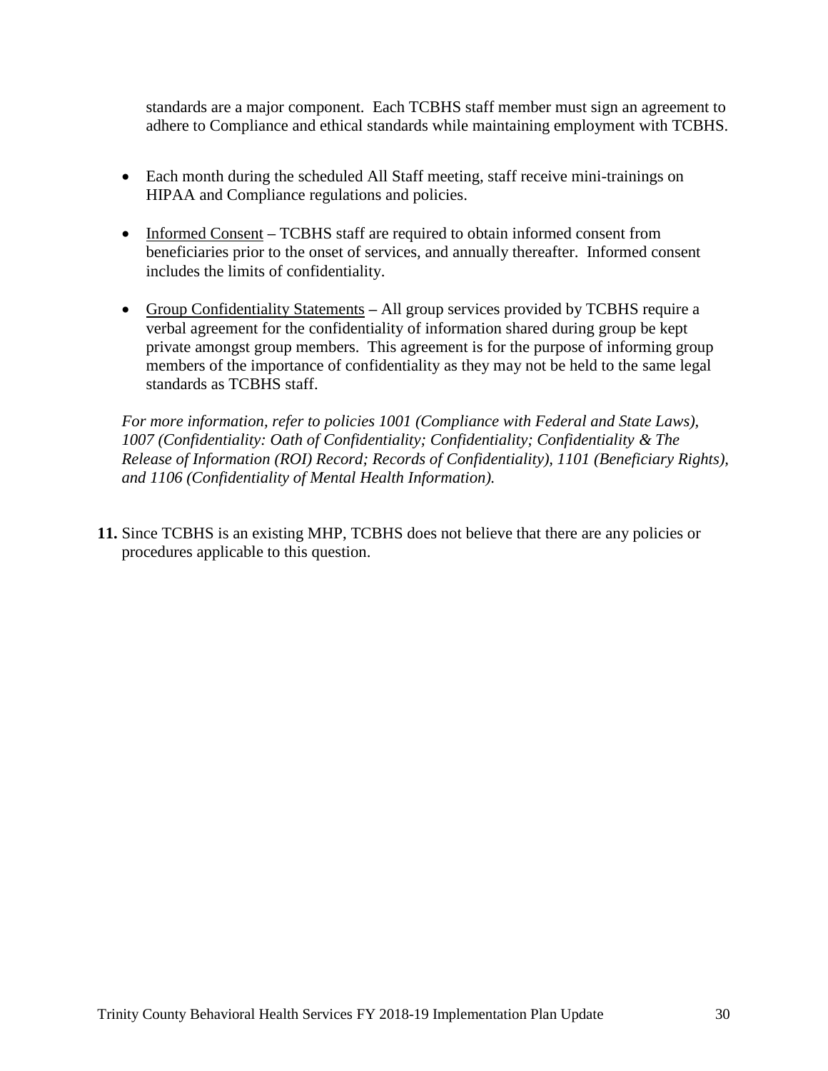standards are a major component. Each TCBHS staff member must sign an agreement to adhere to Compliance and ethical standards while maintaining employment with TCBHS.

- Each month during the scheduled All Staff meeting, staff receive mini-trainings on HIPAA and Compliance regulations and policies.

- Informed Consent – TCBHS staff are required to obtain informed consent from beneficiaries prior to the onset of services, and annually thereafter. Informed consent includes the limits of confidentiality.

- Group Confidentiality Statements – All group services provided by TCBHS require a verbal agreement for the confidentiality of information shared during group be kept private amongst group members. This agreement is for the purpose of informing group members of the importance of confidentiality as they may not be held to the same legal standards as TCBHS staff.

*For more information, refer to policies 1001 (Compliance with Federal and State Laws), 1007 (Confidentiality: Oath of Confidentiality; Confidentiality; Confidentiality & The Release of Information (ROI) Record; Records of Confidentiality), 1101 (Beneficiary Rights), and 1106 (Confidentiality of Mental Health Information).*

**11.** Since TCBHS is an existing MHP, TCBHS does not believe that there are any policies or procedures applicable to this question.